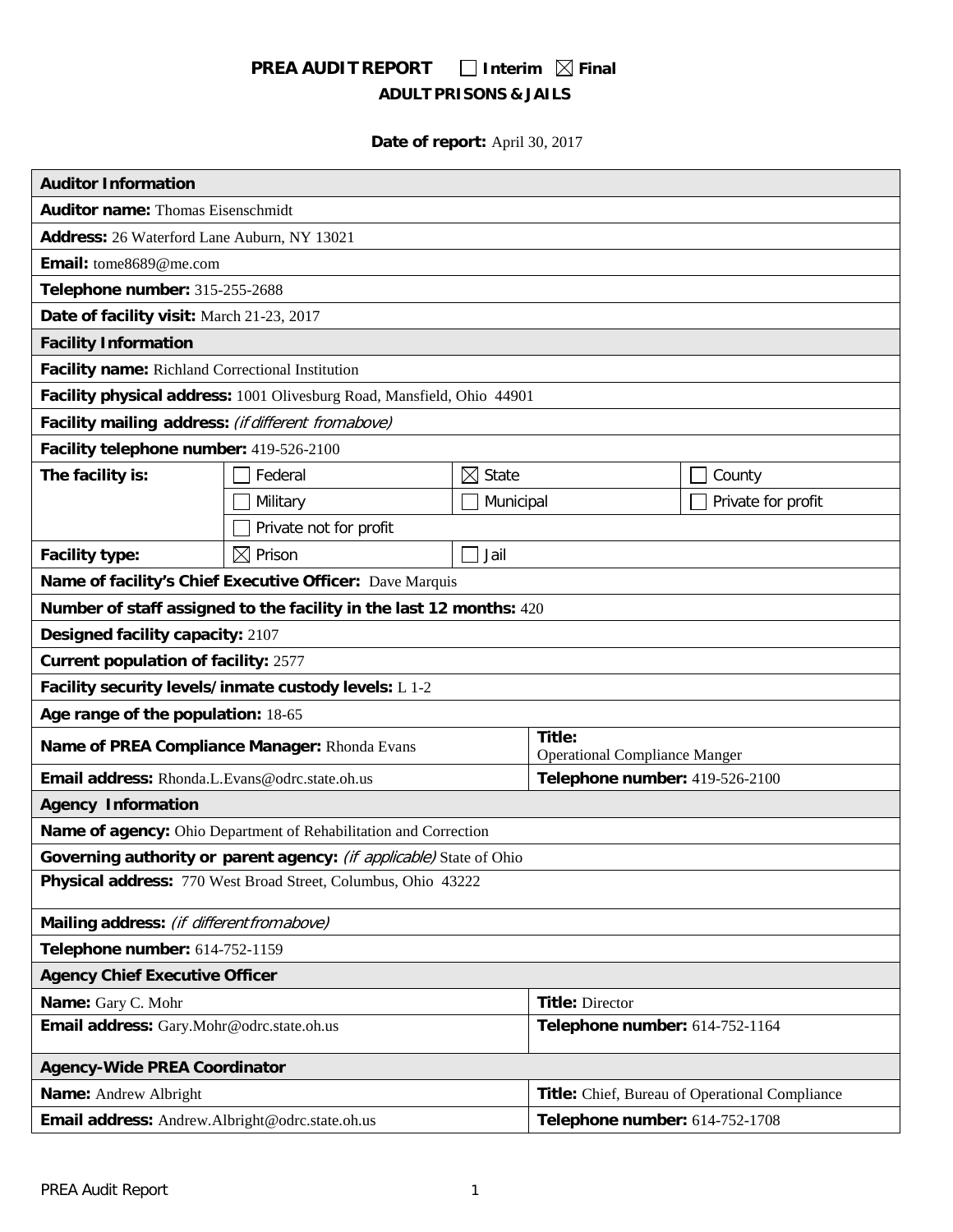# PREA AUDIT REPORT ☐ Interim ☒ Final

## ADULT PRISONS & JAILS

**Date of report:** April 30, 2017

| **Auditor Information** | | | |
|---|---|---|---|
| **Auditor name:** Thomas Eisenschmidt | | | |
| **Address:** 26 Waterford Lane Auburn, NY 13021 | | | |
| **Email:** tome8689@me.com | | | |
| **Telephone number:** 315-255-2688 | | | |
| **Date of facility visit:** March 21-23, 2017 | | | |
| **Facility Information** | | | |
| **Facility name:** Richland Correctional Institution | | | |
| **Facility physical address:** 1001 Olivesburg Road, Mansfield, Ohio 44901 | | | |
| **Facility mailing address:** *(if different from above)* | | | |
| **Facility telephone number:** 419-526-2100 | | | |
| **The facility is:** | ☐ Federal | ☒ State | ☐ County |
| | ☐ Military | ☐ Municipal | ☐ Private for profit |
| | ☐ Private not for profit | | |
| **Facility type:** | ☒ Prison | ☐ Jail | |
| **Name of facility's Chief Executive Officer:** Dave Marquis | | | |
| **Number of staff assigned to the facility in the last 12 months:** 420 | | | |
| **Designed facility capacity:** 2107 | | | |
| **Current population of facility:** 2577 | | | |
| **Facility security levels/inmate custody levels:** L 1-2 | | | |
| **Age range of the population:** 18-65 | | | |
| **Name of PREA Compliance Manager:** Rhonda Evans | | **Title:** Operational Compliance Manger | |
| **Email address:** Rhonda.L.Evans@odrc.state.oh.us | | **Telephone number:** 419-526-2100 | |
| **Agency Information** | | | |
| **Name of agency:** Ohio Department of Rehabilitation and Correction | | | |
| **Governing authority or parent agency:** *(if applicable)* State of Ohio | | | |
| **Physical address:** 770 West Broad Street, Columbus, Ohio 43222 | | | |
| **Mailing address:** *(if different from above)* | | | |
| **Telephone number:** 614-752-1159 | | | |
| **Agency Chief Executive Officer** | | | |
| **Name:** Gary C. Mohr | | **Title:** Director | |
| **Email address:** Gary.Mohr@odrc.state.oh.us | | **Telephone number:** 614-752-1164 | |
| **Agency-Wide PREA Coordinator** | | | |
| **Name:** Andrew Albright | | **Title:** Chief, Bureau of Operational Compliance | |
| **Email address:** Andrew.Albright@odrc.state.oh.us | | **Telephone number:** 614-752-1708 | |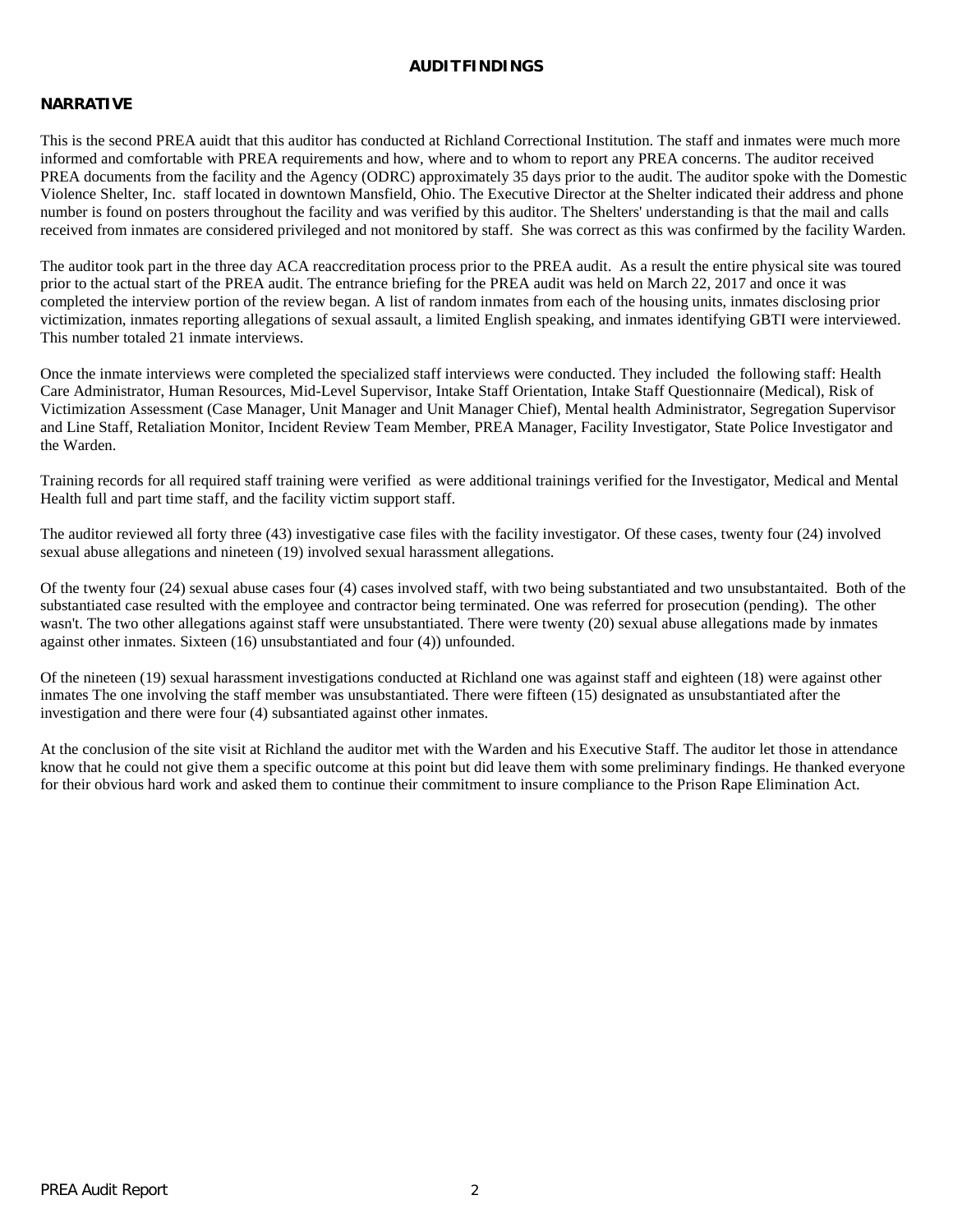## AUDIT FINDINGS

### NARRATIVE

This is the second PREA auidt that this auditor has conducted at Richland Correctional Institution. The staff and inmates were much more informed and comfortable with PREA requirements and how, where and to whom to report any PREA concerns. The auditor received PREA documents from the facility and the Agency (ODRC) approximately 35 days prior to the audit. The auditor spoke with the Domestic Violence Shelter, Inc. staff located in downtown Mansfield, Ohio. The Executive Director at the Shelter indicated their address and phone number is found on posters throughout the facility and was verified by this auditor. The Shelters' understanding is that the mail and calls received from inmates are considered privileged and not monitored by staff. She was correct as this was confirmed by the facility Warden.

The auditor took part in the three day ACA reaccreditation process prior to the PREA audit. As a result the entire physical site was toured prior to the actual start of the PREA audit. The entrance briefing for the PREA audit was held on March 22, 2017 and once it was completed the interview portion of the review began. A list of random inmates from each of the housing units, inmates disclosing prior victimization, inmates reporting allegations of sexual assault, a limited English speaking, and inmates identifying GBTI were interviewed. This number totaled 21 inmate interviews.

Once the inmate interviews were completed the specialized staff interviews were conducted. They included the following staff: Health Care Administrator, Human Resources, Mid-Level Supervisor, Intake Staff Orientation, Intake Staff Questionnaire (Medical), Risk of Victimization Assessment (Case Manager, Unit Manager and Unit Manager Chief), Mental health Administrator, Segregation Supervisor and Line Staff, Retaliation Monitor, Incident Review Team Member, PREA Manager, Facility Investigator, State Police Investigator and the Warden.

Training records for all required staff training were verified as were additional trainings verified for the Investigator, Medical and Mental Health full and part time staff, and the facility victim support staff.

The auditor reviewed all forty three (43) investigative case files with the facility investigator. Of these cases, twenty four (24) involved sexual abuse allegations and nineteen (19) involved sexual harassment allegations.

Of the twenty four (24) sexual abuse cases four (4) cases involved staff, with two being substantiated and two unsubstantaited. Both of the substantiated case resulted with the employee and contractor being terminated. One was referred for prosecution (pending). The other wasn't. The two other allegations against staff were unsubstantiated. There were twenty (20) sexual abuse allegations made by inmates against other inmates. Sixteen (16) unsubstantiated and four (4)) unfounded.

Of the nineteen (19) sexual harassment investigations conducted at Richland one was against staff and eighteen (18) were against other inmates The one involving the staff member was unsubstantiated. There were fifteen (15) designated as unsubstantiated after the investigation and there were four (4) subsantiated against other inmates.

At the conclusion of the site visit at Richland the auditor met with the Warden and his Executive Staff. The auditor let those in attendance know that he could not give them a specific outcome at this point but did leave them with some preliminary findings. He thanked everyone for their obvious hard work and asked them to continue their commitment to insure compliance to the Prison Rape Elimination Act.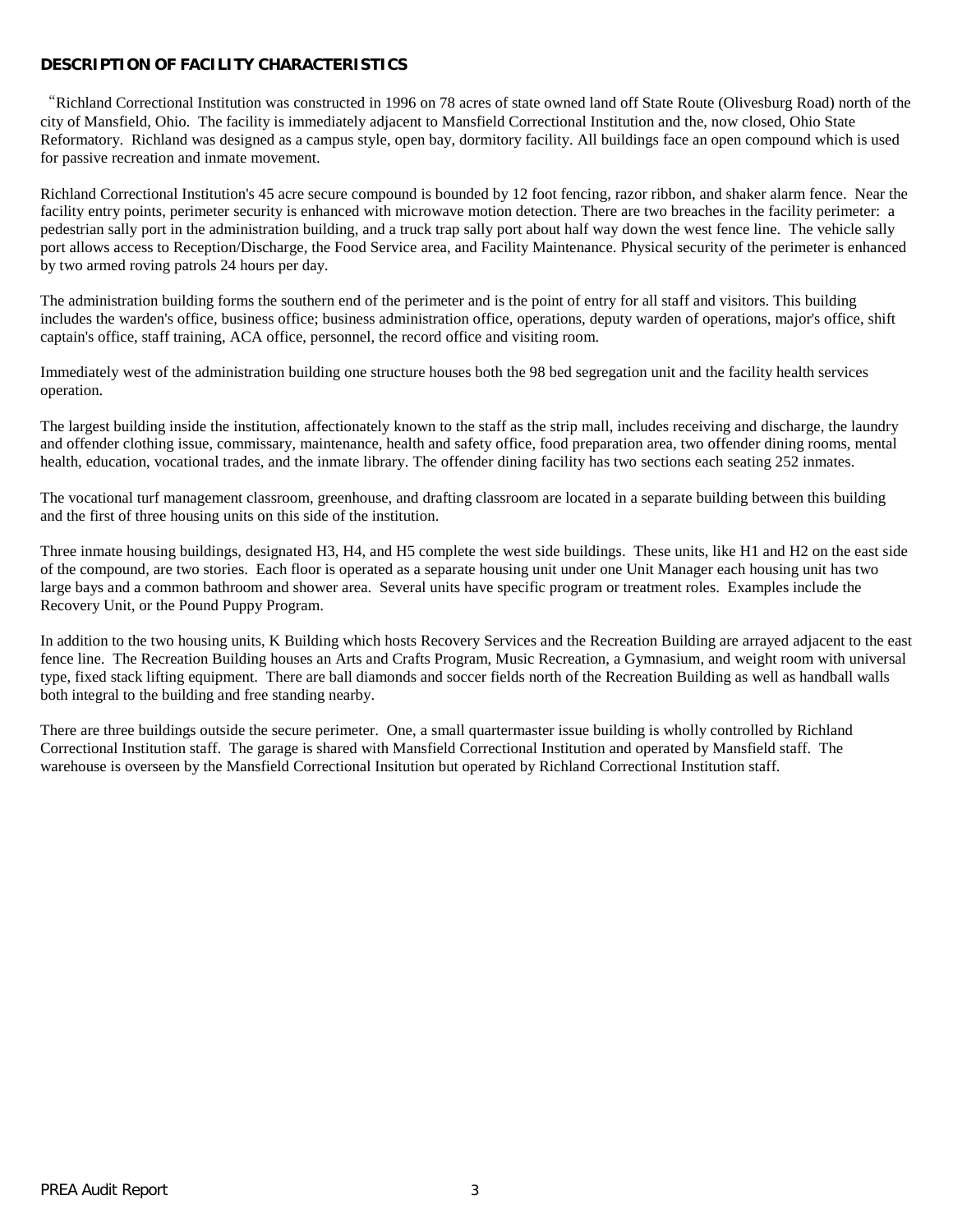## DESCRIPTION OF FACILITY CHARACTERISTICS

"Richland Correctional Institution was constructed in 1996 on 78 acres of state owned land off State Route (Olivesburg Road) north of the city of Mansfield, Ohio. The facility is immediately adjacent to Mansfield Correctional Institution and the, now closed, Ohio State Reformatory. Richland was designed as a campus style, open bay, dormitory facility. All buildings face an open compound which is used for passive recreation and inmate movement.

Richland Correctional Institution's 45 acre secure compound is bounded by 12 foot fencing, razor ribbon, and shaker alarm fence. Near the facility entry points, perimeter security is enhanced with microwave motion detection. There are two breaches in the facility perimeter: a pedestrian sally port in the administration building, and a truck trap sally port about half way down the west fence line. The vehicle sally port allows access to Reception/Discharge, the Food Service area, and Facility Maintenance. Physical security of the perimeter is enhanced by two armed roving patrols 24 hours per day.

The administration building forms the southern end of the perimeter and is the point of entry for all staff and visitors. This building includes the warden's office, business office; business administration office, operations, deputy warden of operations, major's office, shift captain's office, staff training, ACA office, personnel, the record office and visiting room.

Immediately west of the administration building one structure houses both the 98 bed segregation unit and the facility health services operation.

The largest building inside the institution, affectionately known to the staff as the strip mall, includes receiving and discharge, the laundry and offender clothing issue, commissary, maintenance, health and safety office, food preparation area, two offender dining rooms, mental health, education, vocational trades, and the inmate library. The offender dining facility has two sections each seating 252 inmates.

The vocational turf management classroom, greenhouse, and drafting classroom are located in a separate building between this building and the first of three housing units on this side of the institution.

Three inmate housing buildings, designated H3, H4, and H5 complete the west side buildings. These units, like H1 and H2 on the east side of the compound, are two stories. Each floor is operated as a separate housing unit under one Unit Manager each housing unit has two large bays and a common bathroom and shower area. Several units have specific program or treatment roles. Examples include the Recovery Unit, or the Pound Puppy Program.

In addition to the two housing units, K Building which hosts Recovery Services and the Recreation Building are arrayed adjacent to the east fence line. The Recreation Building houses an Arts and Crafts Program, Music Recreation, a Gymnasium, and weight room with universal type, fixed stack lifting equipment. There are ball diamonds and soccer fields north of the Recreation Building as well as handball walls both integral to the building and free standing nearby.

There are three buildings outside the secure perimeter. One, a small quartermaster issue building is wholly controlled by Richland Correctional Institution staff. The garage is shared with Mansfield Correctional Institution and operated by Mansfield staff. The warehouse is overseen by the Mansfield Correctional Insitution but operated by Richland Correctional Institution staff.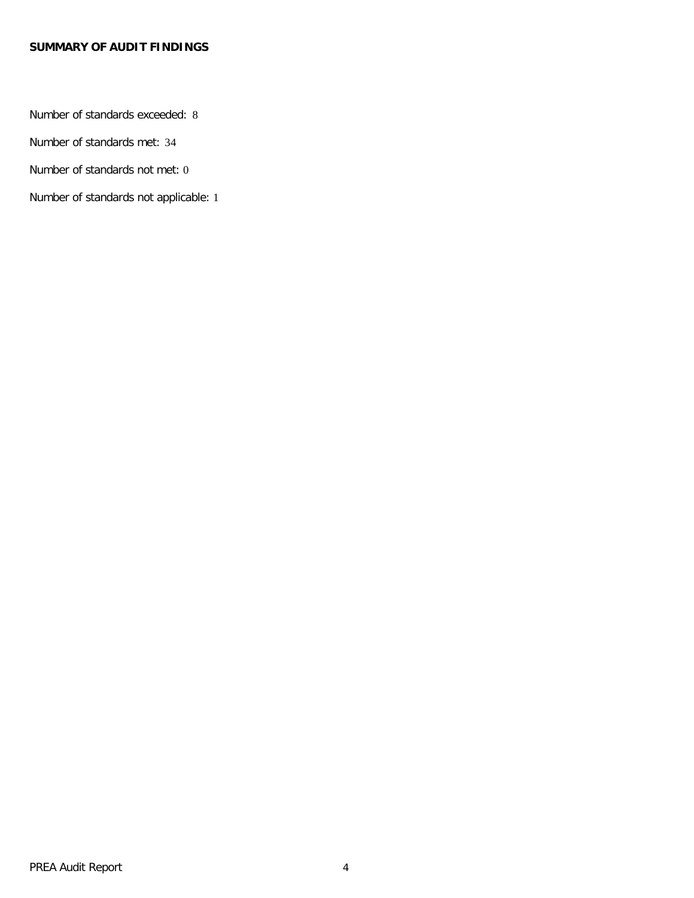**SUMMARY OF AUDIT FINDINGS**

Number of standards exceeded: 8

Number of standards met: 34

Number of standards not met: 0

Number of standards not applicable: 1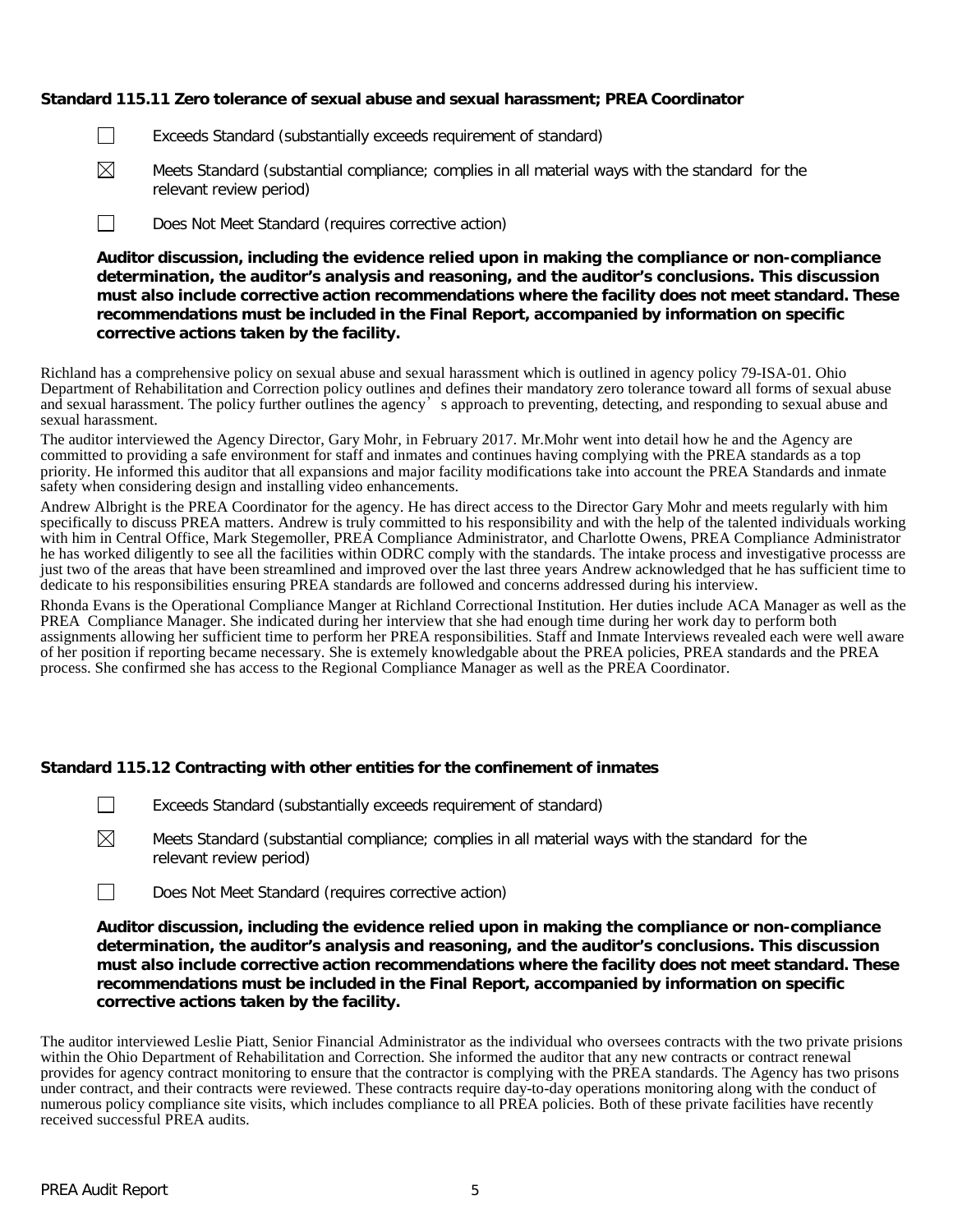**Standard 115.11 Zero tolerance of sexual abuse and sexual harassment; PREA Coordinator**

☐ Exceeds Standard (substantially exceeds requirement of standard)

☒ Meets Standard (substantial compliance; complies in all material ways with the standard for the relevant review period)

☐ Does Not Meet Standard (requires corrective action)

**Auditor discussion, including the evidence relied upon in making the compliance or non-compliance determination, the auditor's analysis and reasoning, and the auditor's conclusions. This discussion must also include corrective action recommendations where the facility does not meet standard. These recommendations must be included in the Final Report, accompanied by information on specific corrective actions taken by the facility.**

Richland has a comprehensive policy on sexual abuse and sexual harassment which is outlined in agency policy 79-ISA-01. Ohio Department of Rehabilitation and Correction policy outlines and defines their mandatory zero tolerance toward all forms of sexual abuse and sexual harassment. The policy further outlines the agency's approach to preventing, detecting, and responding to sexual abuse and sexual harassment.

The auditor interviewed the Agency Director, Gary Mohr, in February 2017. Mr.Mohr went into detail how he and the Agency are committed to providing a safe environment for staff and inmates and continues having complying with the PREA standards as a top priority. He informed this auditor that all expansions and major facility modifications take into account the PREA Standards and inmate safety when considering design and installing video enhancements.

Andrew Albright is the PREA Coordinator for the agency. He has direct access to the Director Gary Mohr and meets regularly with him specifically to discuss PREA matters. Andrew is truly committed to his responsibility and with the help of the talented individuals working with him in Central Office, Mark Stegemoller, PREA Compliance Administrator, and Charlotte Owens, PREA Compliance Administrator he has worked diligently to see all the facilities within ODRC comply with the standards. The intake process and investigative processs are just two of the areas that have been streamlined and improved over the last three years Andrew acknowledged that he has sufficient time to dedicate to his responsibilities ensuring PREA standards are followed and concerns addressed during his interview.

Rhonda Evans is the Operational Compliance Manger at Richland Correctional Institution. Her duties include ACA Manager as well as the PREA Compliance Manager. She indicated during her interview that she had enough time during her work day to perform both assignments allowing her sufficient time to perform her PREA responsibilities. Staff and Inmate Interviews revealed each were well aware of her position if reporting became necessary. She is extemely knowledgable about the PREA policies, PREA standards and the PREA process. She confirmed she has access to the Regional Compliance Manager as well as the PREA Coordinator.

**Standard 115.12 Contracting with other entities for the confinement of inmates**

☐ Exceeds Standard (substantially exceeds requirement of standard)

☒ Meets Standard (substantial compliance; complies in all material ways with the standard for the relevant review period)

☐ Does Not Meet Standard (requires corrective action)

**Auditor discussion, including the evidence relied upon in making the compliance or non-compliance determination, the auditor's analysis and reasoning, and the auditor's conclusions. This discussion must also include corrective action recommendations where the facility does not meet standard. These recommendations must be included in the Final Report, accompanied by information on specific corrective actions taken by the facility.**

The auditor interviewed Leslie Piatt, Senior Financial Administrator as the individual who oversees contracts with the two private prisions within the Ohio Department of Rehabilitation and Correction. She informed the auditor that any new contracts or contract renewal provides for agency contract monitoring to ensure that the contractor is complying with the PREA standards. The Agency has two prisons under contract, and their contracts were reviewed. These contracts require day-to-day operations monitoring along with the conduct of numerous policy compliance site visits, which includes compliance to all PREA policies. Both of these private facilities have recently received successful PREA audits.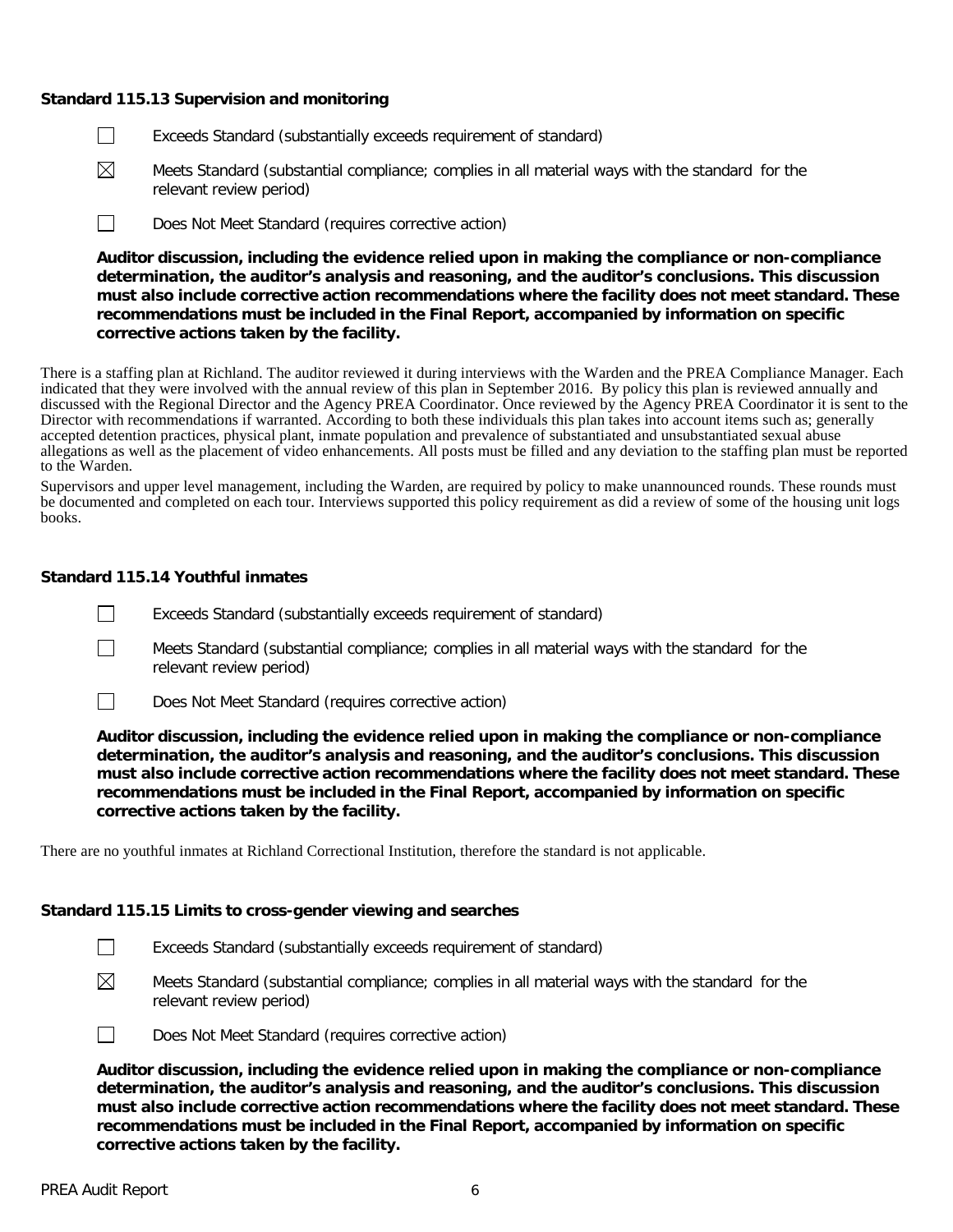**Standard 115.13 Supervision and monitoring**

☐ Exceeds Standard (substantially exceeds requirement of standard)

☒ Meets Standard (substantial compliance; complies in all material ways with the standard for the relevant review period)

☐ Does Not Meet Standard (requires corrective action)

**Auditor discussion, including the evidence relied upon in making the compliance or non-compliance determination, the auditor's analysis and reasoning, and the auditor's conclusions. This discussion must also include corrective action recommendations where the facility does not meet standard. These recommendations must be included in the Final Report, accompanied by information on specific corrective actions taken by the facility.**

There is a staffing plan at Richland. The auditor reviewed it during interviews with the Warden and the PREA Compliance Manager. Each indicated that they were involved with the annual review of this plan in September 2016. By policy this plan is reviewed annually and discussed with the Regional Director and the Agency PREA Coordinator. Once reviewed by the Agency PREA Coordinator it is sent to the Director with recommendations if warranted. According to both these individuals this plan takes into account items such as; generally accepted detention practices, physical plant, inmate population and prevalence of substantiated and unsubstantiated sexual abuse allegations as well as the placement of video enhancements. All posts must be filled and any deviation to the staffing plan must be reported to the Warden.

Supervisors and upper level management, including the Warden, are required by policy to make unannounced rounds. These rounds must be documented and completed on each tour. Interviews supported this policy requirement as did a review of some of the housing unit logs books.

**Standard 115.14 Youthful inmates**

☐ Exceeds Standard (substantially exceeds requirement of standard)

☐ Meets Standard (substantial compliance; complies in all material ways with the standard for the relevant review period)

☐ Does Not Meet Standard (requires corrective action)

**Auditor discussion, including the evidence relied upon in making the compliance or non-compliance determination, the auditor's analysis and reasoning, and the auditor's conclusions. This discussion must also include corrective action recommendations where the facility does not meet standard. These recommendations must be included in the Final Report, accompanied by information on specific corrective actions taken by the facility.**

There are no youthful inmates at Richland Correctional Institution, therefore the standard is not applicable.

**Standard 115.15 Limits to cross-gender viewing and searches**

☐ Exceeds Standard (substantially exceeds requirement of standard)

☒ Meets Standard (substantial compliance; complies in all material ways with the standard for the relevant review period)

☐ Does Not Meet Standard (requires corrective action)

**Auditor discussion, including the evidence relied upon in making the compliance or non-compliance determination, the auditor's analysis and reasoning, and the auditor's conclusions. This discussion must also include corrective action recommendations where the facility does not meet standard. These recommendations must be included in the Final Report, accompanied by information on specific corrective actions taken by the facility.**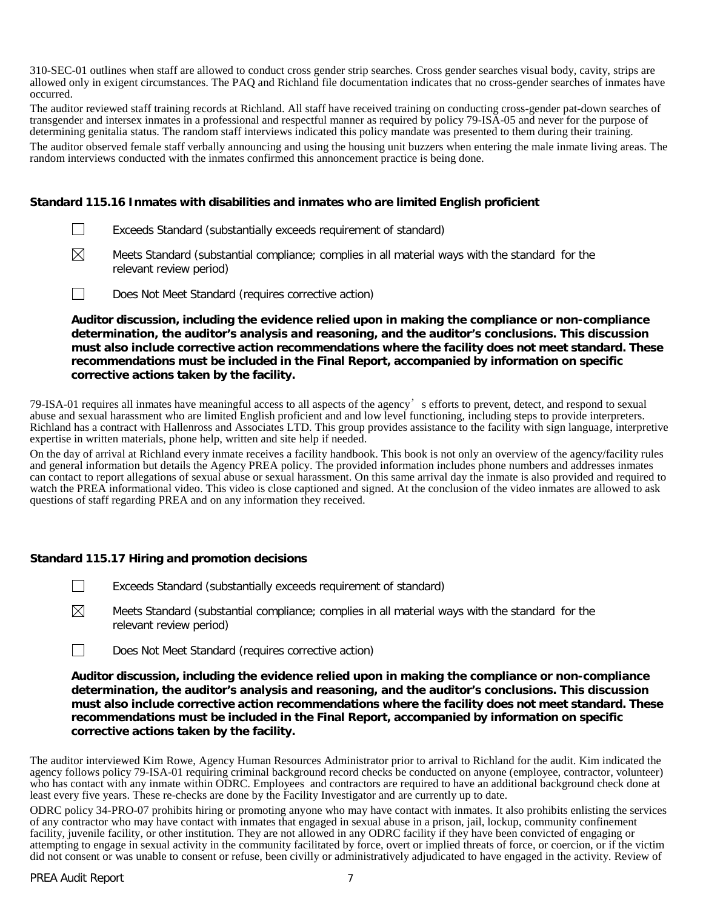310-SEC-01 outlines when staff are allowed to conduct cross gender strip searches. Cross gender searches visual body, cavity, strips are allowed only in exigent circumstances. The PAQ and Richland file documentation indicates that no cross-gender searches of inmates have occurred.

The auditor reviewed staff training records at Richland. All staff have received training on conducting cross-gender pat-down searches of transgender and intersex inmates in a professional and respectful manner as required by policy 79-ISA-05 and never for the purpose of determining genitalia status. The random staff interviews indicated this policy mandate was presented to them during their training.

The auditor observed female staff verbally announcing and using the housing unit buzzers when entering the male inmate living areas. The random interviews conducted with the inmates confirmed this annoncement practice is being done.

**Standard 115.16 Inmates with disabilities and inmates who are limited English proficient**

☐ Exceeds Standard (substantially exceeds requirement of standard)

☒ Meets Standard (substantial compliance; complies in all material ways with the standard for the relevant review period)

☐ Does Not Meet Standard (requires corrective action)

**Auditor discussion, including the evidence relied upon in making the compliance or non-compliance determination, the auditor's analysis and reasoning, and the auditor's conclusions. This discussion must also include corrective action recommendations where the facility does not meet standard. These recommendations must be included in the Final Report, accompanied by information on specific corrective actions taken by the facility.**

79-ISA-01 requires all inmates have meaningful access to all aspects of the agency's efforts to prevent, detect, and respond to sexual abuse and sexual harassment who are limited English proficient and and low level functioning, including steps to provide interpreters. Richland has a contract with Hallenross and Associates LTD. This group provides assistance to the facility with sign language, interpretive expertise in written materials, phone help, written and site help if needed.

On the day of arrival at Richland every inmate receives a facility handbook. This book is not only an overview of the agency/facility rules and general information but details the Agency PREA policy. The provided information includes phone numbers and addresses inmates can contact to report allegations of sexual abuse or sexual harassment. On this same arrival day the inmate is also provided and required to watch the PREA informational video. This video is close captioned and signed. At the conclusion of the video inmates are allowed to ask questions of staff regarding PREA and on any information they received.

**Standard 115.17 Hiring and promotion decisions**

☐ Exceeds Standard (substantially exceeds requirement of standard)

☒ Meets Standard (substantial compliance; complies in all material ways with the standard for the relevant review period)

☐ Does Not Meet Standard (requires corrective action)

**Auditor discussion, including the evidence relied upon in making the compliance or non-compliance determination, the auditor's analysis and reasoning, and the auditor's conclusions. This discussion must also include corrective action recommendations where the facility does not meet standard. These recommendations must be included in the Final Report, accompanied by information on specific corrective actions taken by the facility.**

The auditor interviewed Kim Rowe, Agency Human Resources Administrator prior to arrival to Richland for the audit. Kim indicated the agency follows policy 79-ISA-01 requiring criminal background record checks be conducted on anyone (employee, contractor, volunteer) who has contact with any inmate within ODRC. Employees and contractors are required to have an additional background check done at least every five years. These re-checks are done by the Facility Investigator and are currently up to date.

ODRC policy 34-PRO-07 prohibits hiring or promoting anyone who may have contact with inmates. It also prohibits enlisting the services of any contractor who may have contact with inmates that engaged in sexual abuse in a prison, jail, lockup, community confinement facility, juvenile facility, or other institution. They are not allowed in any ODRC facility if they have been convicted of engaging or attempting to engage in sexual activity in the community facilitated by force, overt or implied threats of force, or coercion, or if the victim did not consent or was unable to consent or refuse, been civilly or administratively adjudicated to have engaged in the activity. Review of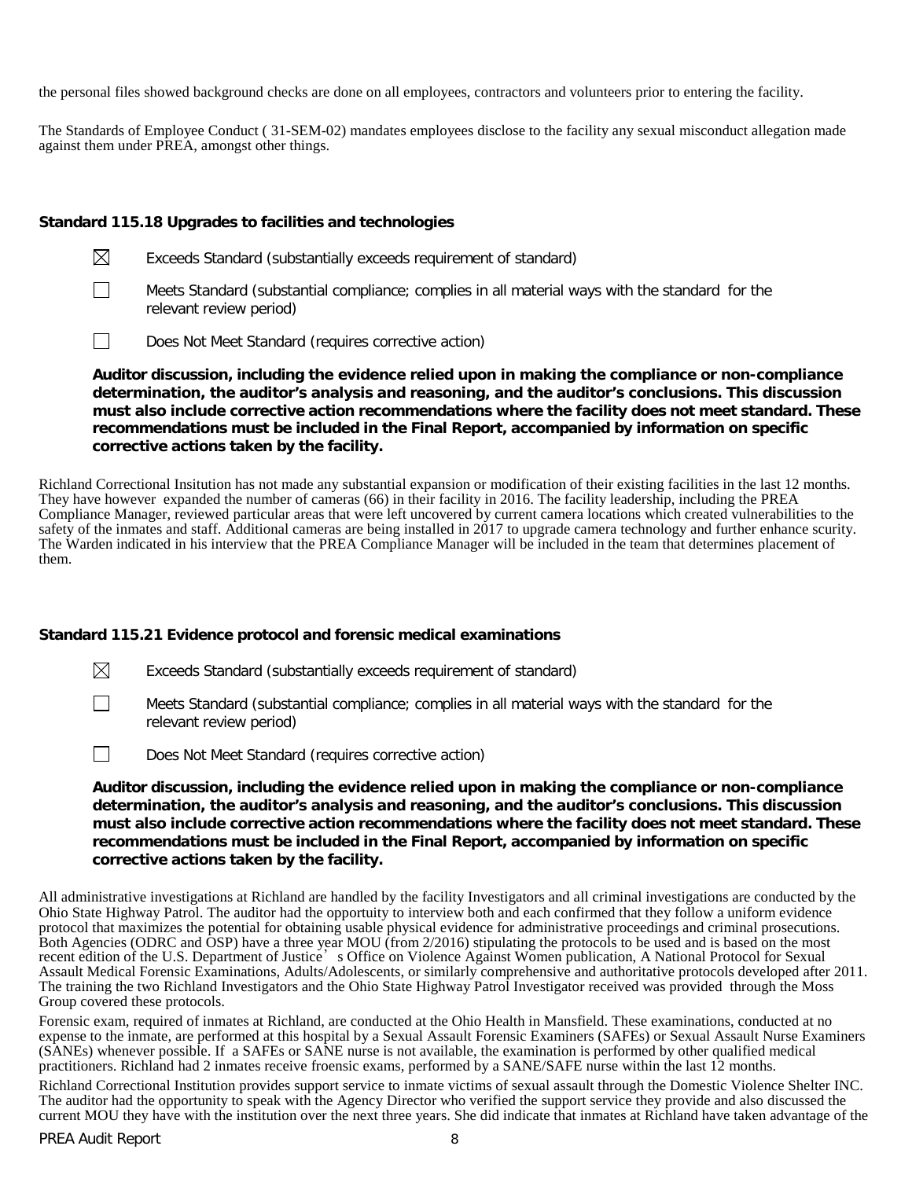the personal files showed background checks are done on all employees, contractors and volunteers prior to entering the facility.

The Standards of Employee Conduct ( 31-SEM-02) mandates employees disclose to the facility any sexual misconduct allegation made against them under PREA, amongst other things.

### Standard 115.18 Upgrades to facilities and technologies

☒ Exceeds Standard (substantially exceeds requirement of standard)

☐ Meets Standard (substantial compliance; complies in all material ways with the standard for the relevant review period)

☐ Does Not Meet Standard (requires corrective action)

**Auditor discussion, including the evidence relied upon in making the compliance or non-compliance determination, the auditor's analysis and reasoning, and the auditor's conclusions. This discussion must also include corrective action recommendations where the facility does not meet standard. These recommendations must be included in the Final Report, accompanied by information on specific corrective actions taken by the facility.**

Richland Correctional Insitution has not made any substantial expansion or modification of their existing facilities in the last 12 months. They have however expanded the number of cameras (66) in their facility in 2016. The facility leadership, including the PREA Compliance Manager, reviewed particular areas that were left uncovered by current camera locations which created vulnerabilities to the safety of the inmates and staff. Additional cameras are being installed in 2017 to upgrade camera technology and further enhance scurity. The Warden indicated in his interview that the PREA Compliance Manager will be included in the team that determines placement of them.

### Standard 115.21 Evidence protocol and forensic medical examinations

☒ Exceeds Standard (substantially exceeds requirement of standard)

☐ Meets Standard (substantial compliance; complies in all material ways with the standard for the relevant review period)

☐ Does Not Meet Standard (requires corrective action)

**Auditor discussion, including the evidence relied upon in making the compliance or non-compliance determination, the auditor's analysis and reasoning, and the auditor's conclusions. This discussion must also include corrective action recommendations where the facility does not meet standard. These recommendations must be included in the Final Report, accompanied by information on specific corrective actions taken by the facility.**

All administrative investigations at Richland are handled by the facility Investigators and all criminal investigations are conducted by the Ohio State Highway Patrol. The auditor had the opportunity to interview both and each confirmed that they follow a uniform evidence protocol that maximizes the potential for obtaining usable physical evidence for administrative proceedings and criminal prosecutions. Both Agencies (ODRC and OSP) have a three year MOU (from 2/2016) stipulating the protocols to be used and is based on the most recent edition of the U.S. Department of Justice's Office on Violence Against Women publication, A National Protocol for Sexual Assault Medical Forensic Examinations, Adults/Adolescents, or similarly comprehensive and authoritative protocols developed after 2011. The training the two Richland Investigators and the Ohio State Highway Patrol Investigator received was provided through the Moss Group covered these protocols.

Forensic exam, required of inmates at Richland, are conducted at the Ohio Health in Mansfield. These examinations, conducted at no expense to the inmate, are performed at this hospital by a Sexual Assault Forensic Examiners (SAFEs) or Sexual Assault Nurse Examiners (SANEs) whenever possible. If a SAFEs or SANE nurse is not available, the examination is performed by other qualified medical practitioners. Richland had 2 inmates receive froensic exams, performed by a SANE/SAFE nurse within the last 12 months.

Richland Correctional Institution provides support service to inmate victims of sexual assault through the Domestic Violence Shelter INC. The auditor had the opportunity to speak with the Agency Director who verified the support service they provide and also discussed the current MOU they have with the institution over the next three years. She did indicate that inmates at Richland have taken advantage of the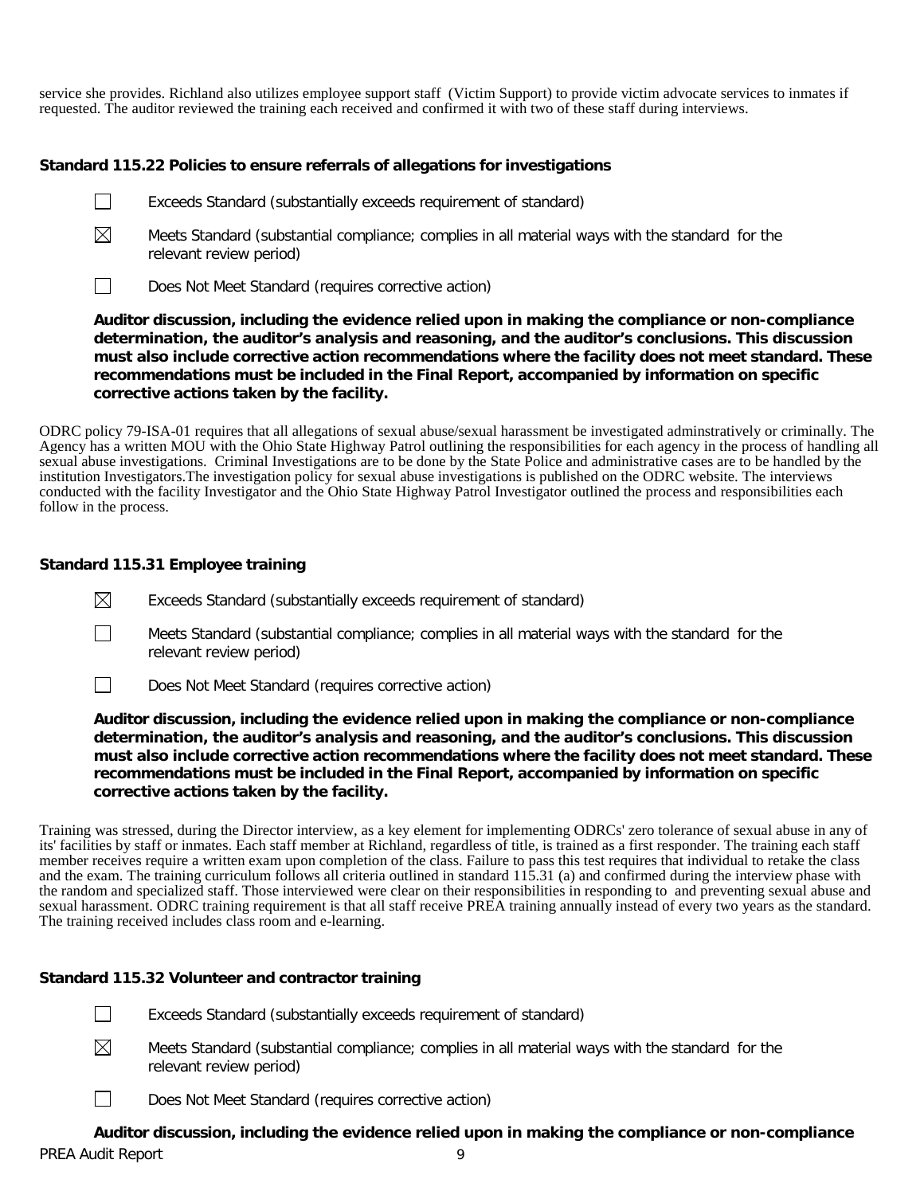service she provides. Richland also utilizes employee support staff (Victim Support) to provide victim advocate services to inmates if requested. The auditor reviewed the training each received and confirmed it with two of these staff during interviews.

### Standard 115.22 Policies to ensure referrals of allegations for investigations

☐ Exceeds Standard (substantially exceeds requirement of standard)

☒ Meets Standard (substantial compliance; complies in all material ways with the standard for the relevant review period)

☐ Does Not Meet Standard (requires corrective action)

**Auditor discussion, including the evidence relied upon in making the compliance or non-compliance determination, the auditor's analysis and reasoning, and the auditor's conclusions. This discussion must also include corrective action recommendations where the facility does not meet standard. These recommendations must be included in the Final Report, accompanied by information on specific corrective actions taken by the facility.**

ODRC policy 79-ISA-01 requires that all allegations of sexual abuse/sexual harassment be investigated adminstratively or criminally. The Agency has a written MOU with the Ohio State Highway Patrol outlining the responsibilities for each agency in the process of handling all sexual abuse investigations. Criminal Investigations are to be done by the State Police and administrative cases are to be handled by the institution Investigators.The investigation policy for sexual abuse investigations is published on the ODRC website. The interviews conducted with the facility Investigator and the Ohio State Highway Patrol Investigator outlined the process and responsibilities each follow in the process.

### Standard 115.31 Employee training

☒ Exceeds Standard (substantially exceeds requirement of standard)

☐ Meets Standard (substantial compliance; complies in all material ways with the standard for the relevant review period)

☐ Does Not Meet Standard (requires corrective action)

**Auditor discussion, including the evidence relied upon in making the compliance or non-compliance determination, the auditor's analysis and reasoning, and the auditor's conclusions. This discussion must also include corrective action recommendations where the facility does not meet standard. These recommendations must be included in the Final Report, accompanied by information on specific corrective actions taken by the facility.**

Training was stressed, during the Director interview, as a key element for implementing ODRCs' zero tolerance of sexual abuse in any of its' facilities by staff or inmates. Each staff member at Richland, regardless of title, is trained as a first responder. The training each staff member receives require a written exam upon completion of the class. Failure to pass this test requires that individual to retake the class and the exam. The training curriculum follows all criteria outlined in standard 115.31 (a) and confirmed during the interview phase with the random and specialized staff. Those interviewed were clear on their responsibilities in responding to and preventing sexual abuse and sexual harassment. ODRC training requirement is that all staff receive PREA training annually instead of every two years as the standard. The training received includes class room and e-learning.

### Standard 115.32 Volunteer and contractor training

☐ Exceeds Standard (substantially exceeds requirement of standard)

☒ Meets Standard (substantial compliance; complies in all material ways with the standard for the relevant review period)

☐ Does Not Meet Standard (requires corrective action)

**Auditor discussion, including the evidence relied upon in making the compliance or non-compliance**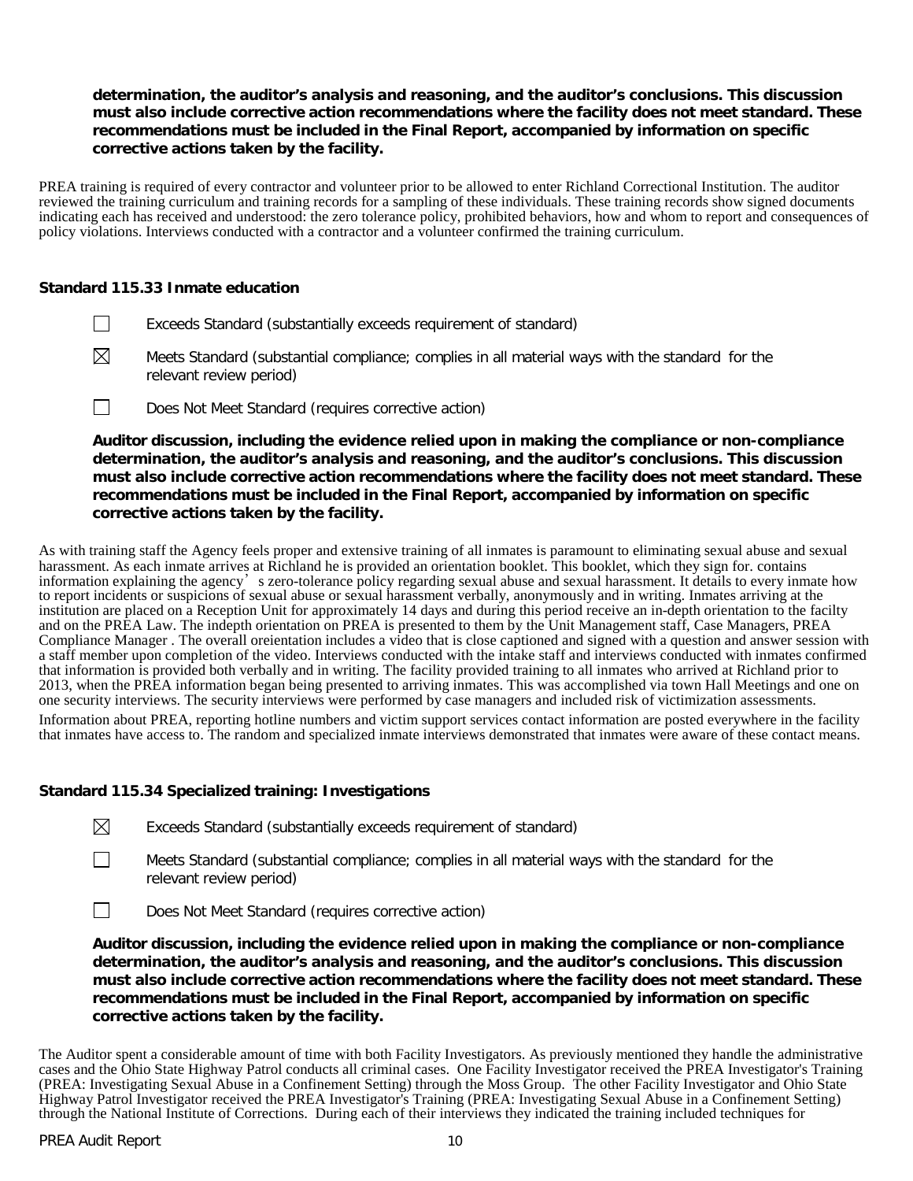**determination, the auditor's analysis and reasoning, and the auditor's conclusions. This discussion must also include corrective action recommendations where the facility does not meet standard. These recommendations must be included in the Final Report, accompanied by information on specific corrective actions taken by the facility.**

PREA training is required of every contractor and volunteer prior to be allowed to enter Richland Correctional Institution. The auditor reviewed the training curriculum and training records for a sampling of these individuals. These training records show signed documents indicating each has received and understood: the zero tolerance policy, prohibited behaviors, how and whom to report and consequences of policy violations. Interviews conducted with a contractor and a volunteer confirmed the training curriculum.

### Standard 115.33 Inmate education

☐ Exceeds Standard (substantially exceeds requirement of standard)

☒ Meets Standard (substantial compliance; complies in all material ways with the standard for the relevant review period)

☐ Does Not Meet Standard (requires corrective action)

**Auditor discussion, including the evidence relied upon in making the compliance or non-compliance determination, the auditor's analysis and reasoning, and the auditor's conclusions. This discussion must also include corrective action recommendations where the facility does not meet standard. These recommendations must be included in the Final Report, accompanied by information on specific corrective actions taken by the facility.**

As with training staff the Agency feels proper and extensive training of all inmates is paramount to eliminating sexual abuse and sexual harassment. As each inmate arrives at Richland he is provided an orientation booklet. This booklet, which they sign for. contains information explaining the agency' s zero-tolerance policy regarding sexual abuse and sexual harassment. It details to every inmate how to report incidents or suspicions of sexual abuse or sexual harassment verbally, anonymously and in writing. Inmates arriving at the institution are placed on a Reception Unit for approximately 14 days and during this period receive an in-depth orientation to the facilty and on the PREA Law. The indepth orientation on PREA is presented to them by the Unit Management staff, Case Managers, PREA Compliance Manager . The overall oreientation includes a video that is close captioned and signed with a question and answer session with a staff member upon completion of the video. Interviews conducted with the intake staff and interviews conducted with inmates confirmed that information is provided both verbally and in writing. The facility provided training to all inmates who arrived at Richland prior to 2013, when the PREA information began being presented to arriving inmates. This was accomplished via town Hall Meetings and one on one security interviews. The security interviews were performed by case managers and included risk of victimization assessments.

Information about PREA, reporting hotline numbers and victim support services contact information are posted everywhere in the facility that inmates have access to. The random and specialized inmate interviews demonstrated that inmates were aware of these contact means.

### Standard 115.34 Specialized training: Investigations

☒ Exceeds Standard (substantially exceeds requirement of standard)

☐ Meets Standard (substantial compliance; complies in all material ways with the standard for the relevant review period)

☐ Does Not Meet Standard (requires corrective action)

**Auditor discussion, including the evidence relied upon in making the compliance or non-compliance determination, the auditor's analysis and reasoning, and the auditor's conclusions. This discussion must also include corrective action recommendations where the facility does not meet standard. These recommendations must be included in the Final Report, accompanied by information on specific corrective actions taken by the facility.**

The Auditor spent a considerable amount of time with both Facility Investigators. As previously mentioned they handle the administrative cases and the Ohio State Highway Patrol conducts all criminal cases. One Facility Investigator received the PREA Investigator's Training (PREA: Investigating Sexual Abuse in a Confinement Setting) through the Moss Group. The other Facility Investigator and Ohio State Highway Patrol Investigator received the PREA Investigator's Training (PREA: Investigating Sexual Abuse in a Confinement Setting) through the National Institute of Corrections. During each of their interviews they indicated the training included techniques for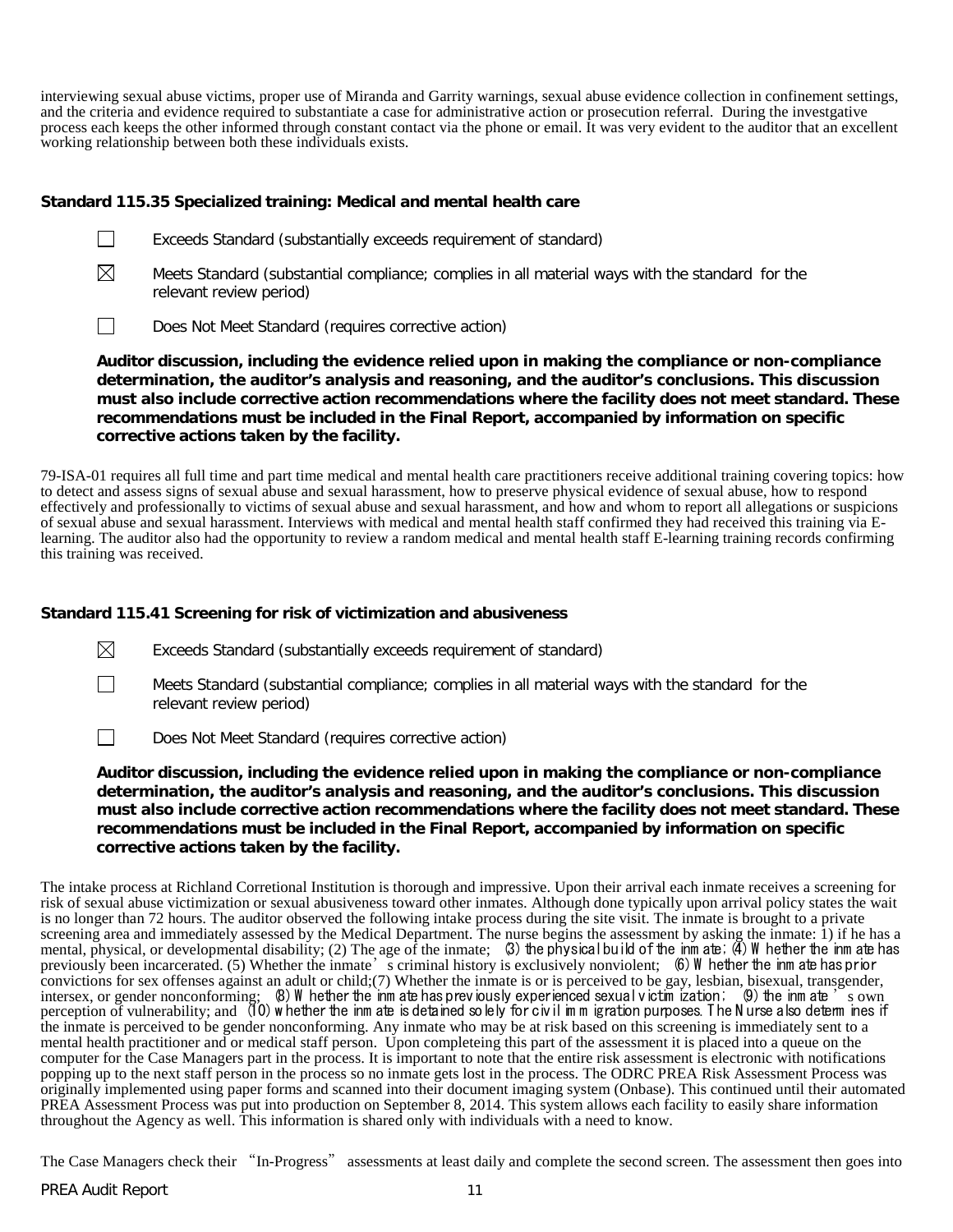interviewing sexual abuse victims, proper use of Miranda and Garrity warnings, sexual abuse evidence collection in confinement settings, and the criteria and evidence required to substantiate a case for administrative action or prosecution referral. During the investgative process each keeps the other informed through constant contact via the phone or email. It was very evident to the auditor that an excellent working relationship between both these individuals exists.

**Standard 115.35 Specialized training: Medical and mental health care**

☐ Exceeds Standard (substantially exceeds requirement of standard)

☒ Meets Standard (substantial compliance; complies in all material ways with the standard for the relevant review period)

☐ Does Not Meet Standard (requires corrective action)

**Auditor discussion, including the evidence relied upon in making the compliance or non-compliance determination, the auditor's analysis and reasoning, and the auditor's conclusions. This discussion must also include corrective action recommendations where the facility does not meet standard. These recommendations must be included in the Final Report, accompanied by information on specific corrective actions taken by the facility.**

79-ISA-01 requires all full time and part time medical and mental health care practitioners receive additional training covering topics: how to detect and assess signs of sexual abuse and sexual harassment, how to preserve physical evidence of sexual abuse, how to respond effectively and professionally to victims of sexual abuse and sexual harassment, and how and whom to report all allegations or suspicions of sexual abuse and sexual harassment. Interviews with medical and mental health staff confirmed they had received this training via E-learning. The auditor also had the opportunity to review a random medical and mental health staff E-learning training records confirming this training was received.

**Standard 115.41 Screening for risk of victimization and abusiveness**

☒ Exceeds Standard (substantially exceeds requirement of standard)

☐ Meets Standard (substantial compliance; complies in all material ways with the standard for the relevant review period)

☐ Does Not Meet Standard (requires corrective action)

**Auditor discussion, including the evidence relied upon in making the compliance or non-compliance determination, the auditor's analysis and reasoning, and the auditor's conclusions. This discussion must also include corrective action recommendations where the facility does not meet standard. These recommendations must be included in the Final Report, accompanied by information on specific corrective actions taken by the facility.**

The intake process at Richland Corretional Institution is thorough and impressive. Upon their arrival each inmate receives a screening for risk of sexual abuse victimization or sexual abusiveness toward other inmates. Although done typically upon arrival policy states the wait is no longer than 72 hours. The auditor observed the following intake process during the site visit. The inmate is brought to a private screening area and immediately assessed by the Medical Department. The nurse begins the assessment by asking the inmate: 1) if he has a mental, physical, or developmental disability; (2) The age of the inmate; (3) the physical build of the inmate; (4) Whether the inmate has previously been incarcerated. (5) Whether the inmate's criminal history is exclusively nonviolent; (6) Whether the inmate has prior convictions for sex offenses against an adult or child;(7) Whether the inmate is or is perceived to be gay, lesbian, bisexual, transgender, intersex, or gender nonconforming; (8) Whether the inmate has previously experienced sexual victimization; (9) the inmate's own perception of vulnerability; and (10) whether the inmate is detained solely for civil immigration purposes. The Nurse also determines if the inmate is perceived to be gender nonconforming. Any inmate who may be at risk based on this screening is immediately sent to a mental health practitioner and or medical staff person. Upon completeing this part of the assessment it is placed into a queue on the computer for the Case Managers part in the process. It is important to note that the entire risk assessment is electronic with notifications popping up to the next staff person in the process so no inmate gets lost in the process. The ODRC PREA Risk Assessment Process was originally implemented using paper forms and scanned into their document imaging system (Onbase). This continued until their automated PREA Assessment Process was put into production on September 8, 2014. This system allows each facility to easily share information throughout the Agency as well. This information is shared only with individuals with a need to know.

The Case Managers check their "In-Progress" assessments at least daily and complete the second screen. The assessment then goes into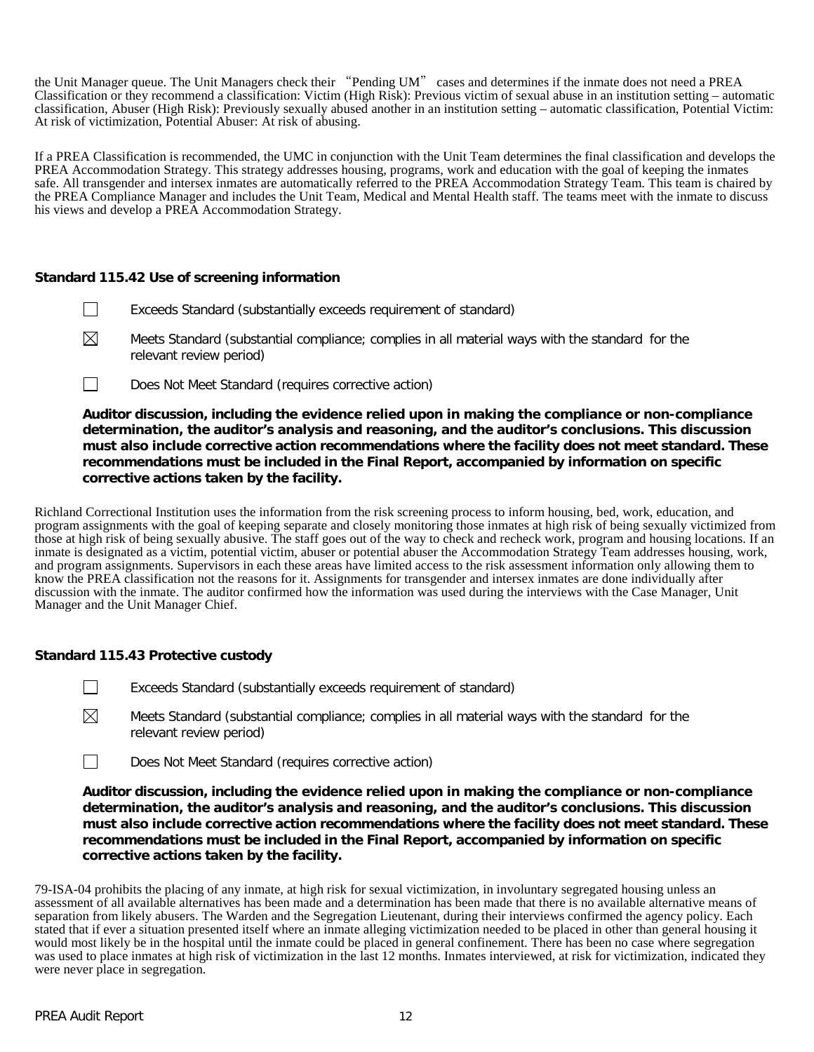the Unit Manager queue. The Unit Managers check their "Pending UM" cases and determines if the inmate does not need a PREA Classification or they recommend a classification: Victim (High Risk): Previous victim of sexual abuse in an institution setting – automatic classification, Abuser (High Risk): Previously sexually abused another in an institution setting – automatic classification, Potential Victim: At risk of victimization, Potential Abuser: At risk of abusing.

If a PREA Classification is recommended, the UMC in conjunction with the Unit Team determines the final classification and develops the PREA Accommodation Strategy. This strategy addresses housing, programs, work and education with the goal of keeping the inmates safe. All transgender and intersex inmates are automatically referred to the PREA Accommodation Strategy Team. This team is chaired by the PREA Compliance Manager and includes the Unit Team, Medical and Mental Health staff. The teams meet with the inmate to discuss his views and develop a PREA Accommodation Strategy.

**Standard 115.42 Use of screening information**

☐ Exceeds Standard (substantially exceeds requirement of standard)

☒ Meets Standard (substantial compliance; complies in all material ways with the standard for the relevant review period)

☐ Does Not Meet Standard (requires corrective action)

**Auditor discussion, including the evidence relied upon in making the compliance or non-compliance determination, the auditor's analysis and reasoning, and the auditor's conclusions. This discussion must also include corrective action recommendations where the facility does not meet standard. These recommendations must be included in the Final Report, accompanied by information on specific corrective actions taken by the facility.**

Richland Correctional Institution uses the information from the risk screening process to inform housing, bed, work, education, and program assignments with the goal of keeping separate and closely monitoring those inmates at high risk of being sexually victimized from those at high risk of being sexually abusive. The staff goes out of the way to check and recheck work, program and housing locations. If an inmate is designated as a victim, potential victim, abuser or potential abuser the Accommodation Strategy Team addresses housing, work, and program assignments. Supervisors in each these areas have limited access to the risk assessment information only allowing them to know the PREA classification not the reasons for it. Assignments for transgender and intersex inmates are done individually after discussion with the inmate. The auditor confirmed how the information was used during the interviews with the Case Manager, Unit Manager and the Unit Manager Chief.

**Standard 115.43 Protective custody**

☐ Exceeds Standard (substantially exceeds requirement of standard)

☒ Meets Standard (substantial compliance; complies in all material ways with the standard for the relevant review period)

☐ Does Not Meet Standard (requires corrective action)

**Auditor discussion, including the evidence relied upon in making the compliance or non-compliance determination, the auditor's analysis and reasoning, and the auditor's conclusions. This discussion must also include corrective action recommendations where the facility does not meet standard. These recommendations must be included in the Final Report, accompanied by information on specific corrective actions taken by the facility.**

79-ISA-04 prohibits the placing of any inmate, at high risk for sexual victimization, in involuntary segregated housing unless an assessment of all available alternatives has been made and a determination has been made that there is no available alternative means of separation from likely abusers. The Warden and the Segregation Lieutenant, during their interviews confirmed the agency policy. Each stated that if ever a situation presented itself where an inmate alleging victimization needed to be placed in other than general housing it would most likely be in the hospital until the inmate could be placed in general confinement. There has been no case where segregation was used to place inmates at high risk of victimization in the last 12 months. Inmates interviewed, at risk for victimization, indicated they were never place in segregation.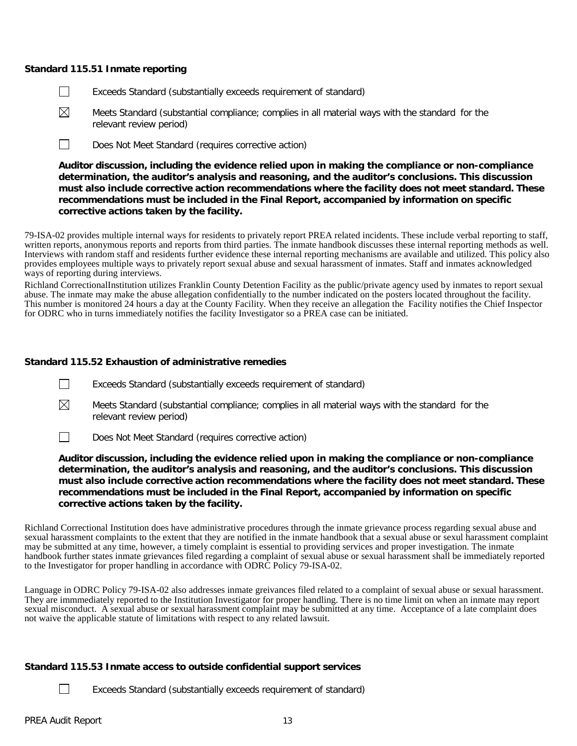**Standard 115.51 Inmate reporting**

☐ Exceeds Standard (substantially exceeds requirement of standard)

☒ Meets Standard (substantial compliance; complies in all material ways with the standard for the relevant review period)

☐ Does Not Meet Standard (requires corrective action)

**Auditor discussion, including the evidence relied upon in making the compliance or non-compliance determination, the auditor's analysis and reasoning, and the auditor's conclusions. This discussion must also include corrective action recommendations where the facility does not meet standard. These recommendations must be included in the Final Report, accompanied by information on specific corrective actions taken by the facility.**

79-ISA-02 provides multiple internal ways for residents to privately report PREA related incidents. These include verbal reporting to staff, written reports, anonymous reports and reports from third parties. The inmate handbook discusses these internal reporting methods as well. Interviews with random staff and residents further evidence these internal reporting mechanisms are available and utilized. This policy also provides employees multiple ways to privately report sexual abuse and sexual harassment of inmates. Staff and inmates acknowledged ways of reporting during interviews.

Richland CorrectionalInstitution utilizes Franklin County Detention Facility as the public/private agency used by inmates to report sexual abuse. The inmate may make the abuse allegation confidentially to the number indicated on the posters located throughout the facility. This number is monitored 24 hours a day at the County Facility. When they receive an allegation the Facility notifies the Chief Inspector for ODRC who in turns immediately notifies the facility Investigator so a PREA case can be initiated.

**Standard 115.52 Exhaustion of administrative remedies**

☐ Exceeds Standard (substantially exceeds requirement of standard)

☒ Meets Standard (substantial compliance; complies in all material ways with the standard for the relevant review period)

☐ Does Not Meet Standard (requires corrective action)

**Auditor discussion, including the evidence relied upon in making the compliance or non-compliance determination, the auditor's analysis and reasoning, and the auditor's conclusions. This discussion must also include corrective action recommendations where the facility does not meet standard. These recommendations must be included in the Final Report, accompanied by information on specific corrective actions taken by the facility.**

Richland Correctional Institution does have administrative procedures through the inmate grievance process regarding sexual abuse and sexual harassment complaints to the extent that they are notified in the inmate handbook that a sexual abuse or sexul harassment complaint may be submitted at any time, however, a timely complaint is essential to providing services and proper investigation. The inmate handbook further states inmate grievances filed regarding a complaint of sexual abuse or sexual harassment shall be immediately reported to the Investigator for proper handling in accordance with ODRC Policy 79-ISA-02.

Language in ODRC Policy 79-ISA-02 also addresses inmate greivances filed related to a complaint of sexual abuse or sexual harassment. They are immmediately reported to the Institution Investigator for proper handling. There is no time limit on when an inmate may report sexual misconduct. A sexual abuse or sexual harassment complaint may be submitted at any time. Acceptance of a late complaint does not waive the applicable statute of limitations with respect to any related lawsuit.

**Standard 115.53 Inmate access to outside confidential support services**

☐ Exceeds Standard (substantially exceeds requirement of standard)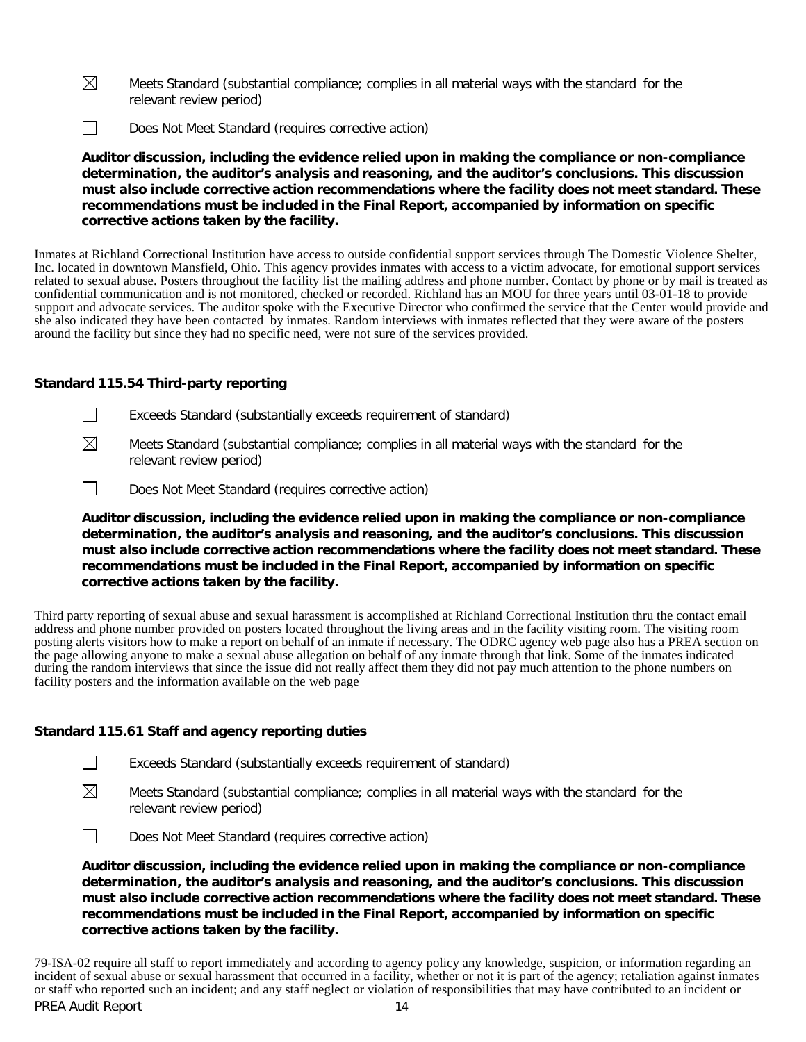☒ Meets Standard (substantial compliance; complies in all material ways with the standard for the relevant review period)

☐ Does Not Meet Standard (requires corrective action)

**Auditor discussion, including the evidence relied upon in making the compliance or non-compliance determination, the auditor's analysis and reasoning, and the auditor's conclusions. This discussion must also include corrective action recommendations where the facility does not meet standard. These recommendations must be included in the Final Report, accompanied by information on specific corrective actions taken by the facility.**

Inmates at Richland Correctional Institution have access to outside confidential support services through The Domestic Violence Shelter, Inc. located in downtown Mansfield, Ohio. This agency provides inmates with access to a victim advocate, for emotional support services related to sexual abuse. Posters throughout the facility list the mailing address and phone number. Contact by phone or by mail is treated as confidential communication and is not monitored, checked or recorded. Richland has an MOU for three years until 03-01-18 to provide support and advocate services. The auditor spoke with the Executive Director who confirmed the service that the Center would provide and she also indicated they have been contacted by inmates. Random interviews with inmates reflected that they were aware of the posters around the facility but since they had no specific need, were not sure of the services provided.

**Standard 115.54 Third-party reporting**

☐ Exceeds Standard (substantially exceeds requirement of standard)

☒ Meets Standard (substantial compliance; complies in all material ways with the standard for the relevant review period)

☐ Does Not Meet Standard (requires corrective action)

**Auditor discussion, including the evidence relied upon in making the compliance or non-compliance determination, the auditor's analysis and reasoning, and the auditor's conclusions. This discussion must also include corrective action recommendations where the facility does not meet standard. These recommendations must be included in the Final Report, accompanied by information on specific corrective actions taken by the facility.**

Third party reporting of sexual abuse and sexual harassment is accomplished at Richland Correctional Institution thru the contact email address and phone number provided on posters located throughout the living areas and in the facility visiting room. The visiting room posting alerts visitors how to make a report on behalf of an inmate if necessary. The ODRC agency web page also has a PREA section on the page allowing anyone to make a sexual abuse allegation on behalf of any inmate through that link. Some of the inmates indicated during the random interviews that since the issue did not really affect them they did not pay much attention to the phone numbers on facility posters and the information available on the web page

**Standard 115.61 Staff and agency reporting duties**

☐ Exceeds Standard (substantially exceeds requirement of standard)

☒ Meets Standard (substantial compliance; complies in all material ways with the standard for the relevant review period)

☐ Does Not Meet Standard (requires corrective action)

**Auditor discussion, including the evidence relied upon in making the compliance or non-compliance determination, the auditor's analysis and reasoning, and the auditor's conclusions. This discussion must also include corrective action recommendations where the facility does not meet standard. These recommendations must be included in the Final Report, accompanied by information on specific corrective actions taken by the facility.**

79-ISA-02 require all staff to report immediately and according to agency policy any knowledge, suspicion, or information regarding an incident of sexual abuse or sexual harassment that occurred in a facility, whether or not it is part of the agency; retaliation against inmates or staff who reported such an incident; and any staff neglect or violation of responsibilities that may have contributed to an incident or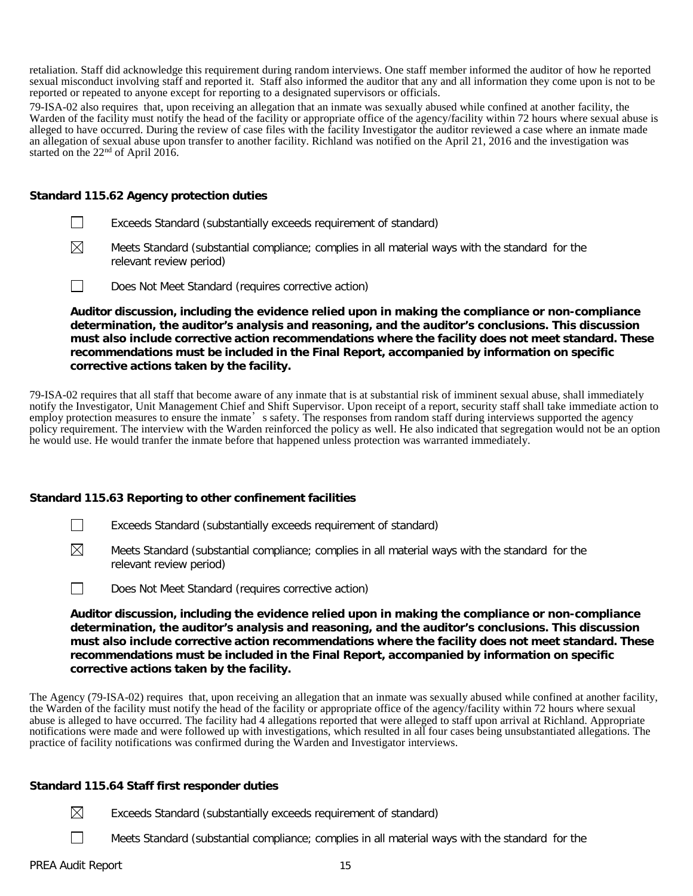retaliation. Staff did acknowledge this requirement during random interviews. One staff member informed the auditor of how he reported sexual misconduct involving staff and reported it. Staff also informed the auditor that any and all information they come upon is not to be reported or repeated to anyone except for reporting to a designated supervisors or officials.

79-ISA-02 also requires that, upon receiving an allegation that an inmate was sexually abused while confined at another facility, the Warden of the facility must notify the head of the facility or appropriate office of the agency/facility within 72 hours where sexual abuse is alleged to have occurred. During the review of case files with the facility Investigator the auditor reviewed a case where an inmate made an allegation of sexual abuse upon transfer to another facility. Richland was notified on the April 21, 2016 and the investigation was started on the 22nd of April 2016.

**Standard 115.62 Agency protection duties**

☐ Exceeds Standard (substantially exceeds requirement of standard)

☒ Meets Standard (substantial compliance; complies in all material ways with the standard for the relevant review period)

☐ Does Not Meet Standard (requires corrective action)

**Auditor discussion, including the evidence relied upon in making the compliance or non-compliance determination, the auditor's analysis and reasoning, and the auditor's conclusions. This discussion must also include corrective action recommendations where the facility does not meet standard. These recommendations must be included in the Final Report, accompanied by information on specific corrective actions taken by the facility.**

79-ISA-02 requires that all staff that become aware of any inmate that is at substantial risk of imminent sexual abuse, shall immediately notify the Investigator, Unit Management Chief and Shift Supervisor. Upon receipt of a report, security staff shall take immediate action to employ protection measures to ensure the inmate's safety. The responses from random staff during interviews supported the agency policy requirement. The interview with the Warden reinforced the policy as well. He also indicated that segregation would not be an option he would use. He would tranfer the inmate before that happened unless protection was warranted immediately.

**Standard 115.63 Reporting to other confinement facilities**

☐ Exceeds Standard (substantially exceeds requirement of standard)

☒ Meets Standard (substantial compliance; complies in all material ways with the standard for the relevant review period)

☐ Does Not Meet Standard (requires corrective action)

**Auditor discussion, including the evidence relied upon in making the compliance or non-compliance determination, the auditor's analysis and reasoning, and the auditor's conclusions. This discussion must also include corrective action recommendations where the facility does not meet standard. These recommendations must be included in the Final Report, accompanied by information on specific corrective actions taken by the facility.**

The Agency (79-ISA-02) requires that, upon receiving an allegation that an inmate was sexually abused while confined at another facility, the Warden of the facility must notify the head of the facility or appropriate office of the agency/facility within 72 hours where sexual abuse is alleged to have occurred. The facility had 4 allegations reported that were alleged to staff upon arrival at Richland. Appropriate notifications were made and were followed up with investigations, which resulted in all four cases being unsubstantiated allegations. The practice of facility notifications was confirmed during the Warden and Investigator interviews.

**Standard 115.64 Staff first responder duties**

☒ Exceeds Standard (substantially exceeds requirement of standard)

☐ Meets Standard (substantial compliance; complies in all material ways with the standard for the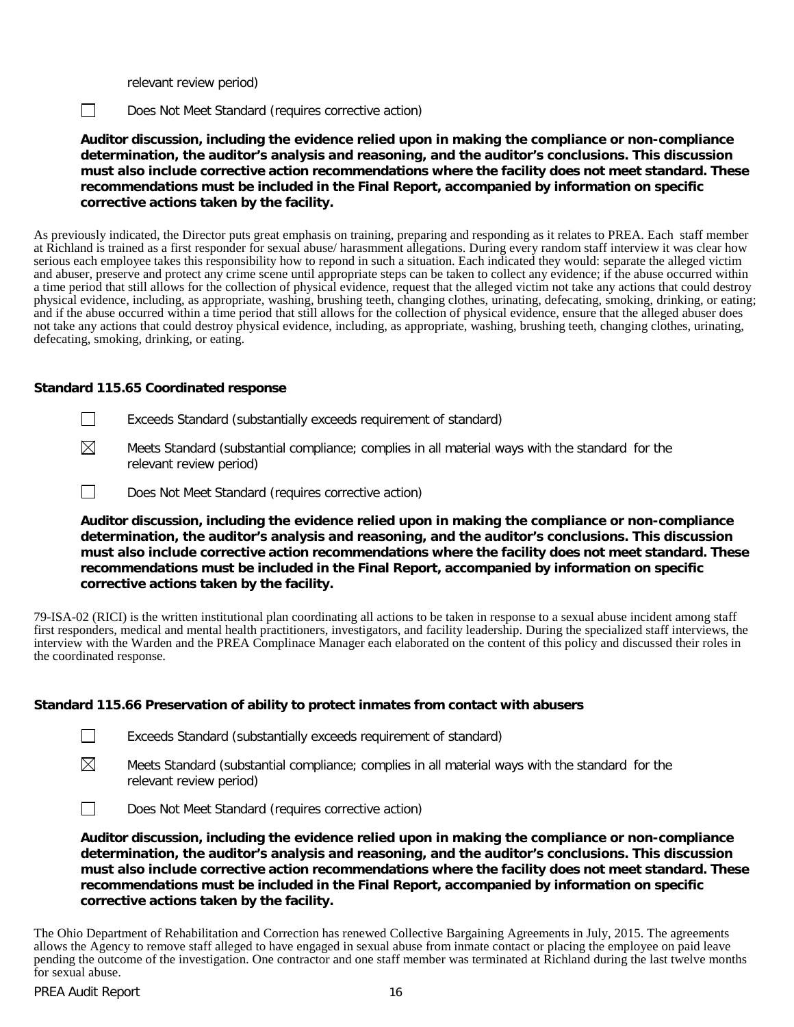relevant review period)

☐ Does Not Meet Standard (requires corrective action)

**Auditor discussion, including the evidence relied upon in making the compliance or non-compliance determination, the auditor's analysis and reasoning, and the auditor's conclusions. This discussion must also include corrective action recommendations where the facility does not meet standard. These recommendations must be included in the Final Report, accompanied by information on specific corrective actions taken by the facility.**

As previously indicated, the Director puts great emphasis on training, preparing and responding as it relates to PREA. Each staff member at Richland is trained as a first responder for sexual abuse/ harasmment allegations. During every random staff interview it was clear how serious each employee takes this responsibility how to repond in such a situation. Each indicated they would: separate the alleged victim and abuser, preserve and protect any crime scene until appropriate steps can be taken to collect any evidence; if the abuse occurred within a time period that still allows for the collection of physical evidence, request that the alleged victim not take any actions that could destroy physical evidence, including, as appropriate, washing, brushing teeth, changing clothes, urinating, defecating, smoking, drinking, or eating; and if the abuse occurred within a time period that still allows for the collection of physical evidence, ensure that the alleged abuser does not take any actions that could destroy physical evidence, including, as appropriate, washing, brushing teeth, changing clothes, urinating, defecating, smoking, drinking, or eating.

### Standard 115.65 Coordinated response

☐ Exceeds Standard (substantially exceeds requirement of standard)

☒ Meets Standard (substantial compliance; complies in all material ways with the standard for the relevant review period)

☐ Does Not Meet Standard (requires corrective action)

**Auditor discussion, including the evidence relied upon in making the compliance or non-compliance determination, the auditor's analysis and reasoning, and the auditor's conclusions. This discussion must also include corrective action recommendations where the facility does not meet standard. These recommendations must be included in the Final Report, accompanied by information on specific corrective actions taken by the facility.**

79-ISA-02 (RICI) is the written institutional plan coordinating all actions to be taken in response to a sexual abuse incident among staff first responders, medical and mental health practitioners, investigators, and facility leadership. During the specialized staff interviews, the interview with the Warden and the PREA Complinace Manager each elaborated on the content of this policy and discussed their roles in the coordinated response.

### Standard 115.66 Preservation of ability to protect inmates from contact with abusers

☐ Exceeds Standard (substantially exceeds requirement of standard)

☒ Meets Standard (substantial compliance; complies in all material ways with the standard for the relevant review period)

☐ Does Not Meet Standard (requires corrective action)

**Auditor discussion, including the evidence relied upon in making the compliance or non-compliance determination, the auditor's analysis and reasoning, and the auditor's conclusions. This discussion must also include corrective action recommendations where the facility does not meet standard. These recommendations must be included in the Final Report, accompanied by information on specific corrective actions taken by the facility.**

The Ohio Department of Rehabilitation and Correction has renewed Collective Bargaining Agreements in July, 2015. The agreements allows the Agency to remove staff alleged to have engaged in sexual abuse from inmate contact or placing the employee on paid leave pending the outcome of the investigation. One contractor and one staff member was terminated at Richland during the last twelve months for sexual abuse.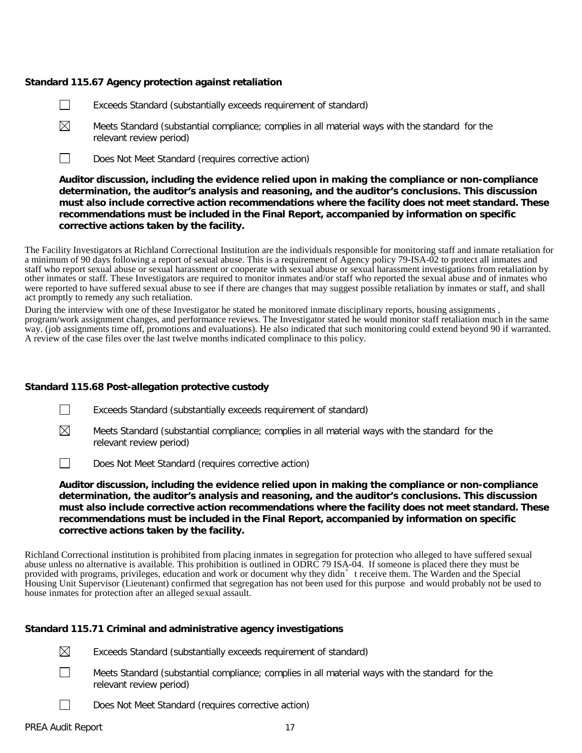**Standard 115.67 Agency protection against retaliation**

☐ Exceeds Standard (substantially exceeds requirement of standard)

☒ Meets Standard (substantial compliance; complies in all material ways with the standard for the relevant review period)

☐ Does Not Meet Standard (requires corrective action)

**Auditor discussion, including the evidence relied upon in making the compliance or non-compliance determination, the auditor's analysis and reasoning, and the auditor's conclusions. This discussion must also include corrective action recommendations where the facility does not meet standard. These recommendations must be included in the Final Report, accompanied by information on specific corrective actions taken by the facility.**

The Facility Investigators at Richland Correctional Institution are the individuals responsible for monitoring staff and inmate retaliation for a minimum of 90 days following a report of sexual abuse. This is a requirement of Agency policy 79-ISA-02 to protect all inmates and staff who report sexual abuse or sexual harassment or cooperate with sexual abuse or sexual harassment investigations from retaliation by other inmates or staff. These Investigators are required to monitor inmates and/or staff who reported the sexual abuse and of inmates who were reported to have suffered sexual abuse to see if there are changes that may suggest possible retaliation by inmates or staff, and shall act promptly to remedy any such retaliation.

During the interview with one of these Investigator he stated he monitored inmate disciplinary reports, housing assignments , program/work assignment changes, and performance reviews. The Investigator stated he would monitor staff retaliation much in the same way. (job assignments time off, promotions and evaluations). He also indicated that such monitoring could extend beyond 90 if warranted. A review of the case files over the last twelve months indicated complinace to this policy.

**Standard 115.68 Post-allegation protective custody**

☐ Exceeds Standard (substantially exceeds requirement of standard)

☒ Meets Standard (substantial compliance; complies in all material ways with the standard for the relevant review period)

☐ Does Not Meet Standard (requires corrective action)

**Auditor discussion, including the evidence relied upon in making the compliance or non-compliance determination, the auditor's analysis and reasoning, and the auditor's conclusions. This discussion must also include corrective action recommendations where the facility does not meet standard. These recommendations must be included in the Final Report, accompanied by information on specific corrective actions taken by the facility.**

Richland Correctional institution is prohibited from placing inmates in segregation for protection who alleged to have suffered sexual abuse unless no alternative is available. This prohibition is outlined in ODRC 79 ISA-04. If someone is placed there they must be provided with programs, privileges, education and work or document why they didn't receive them. The Warden and the Special Housing Unit Supervisor (Lieutenant) confirmed that segregation has not been used for this purpose and would probably not be used to house inmates for protection after an alleged sexual assault.

**Standard 115.71 Criminal and administrative agency investigations**

☒ Exceeds Standard (substantially exceeds requirement of standard)

☐ Meets Standard (substantial compliance; complies in all material ways with the standard for the relevant review period)

☐ Does Not Meet Standard (requires corrective action)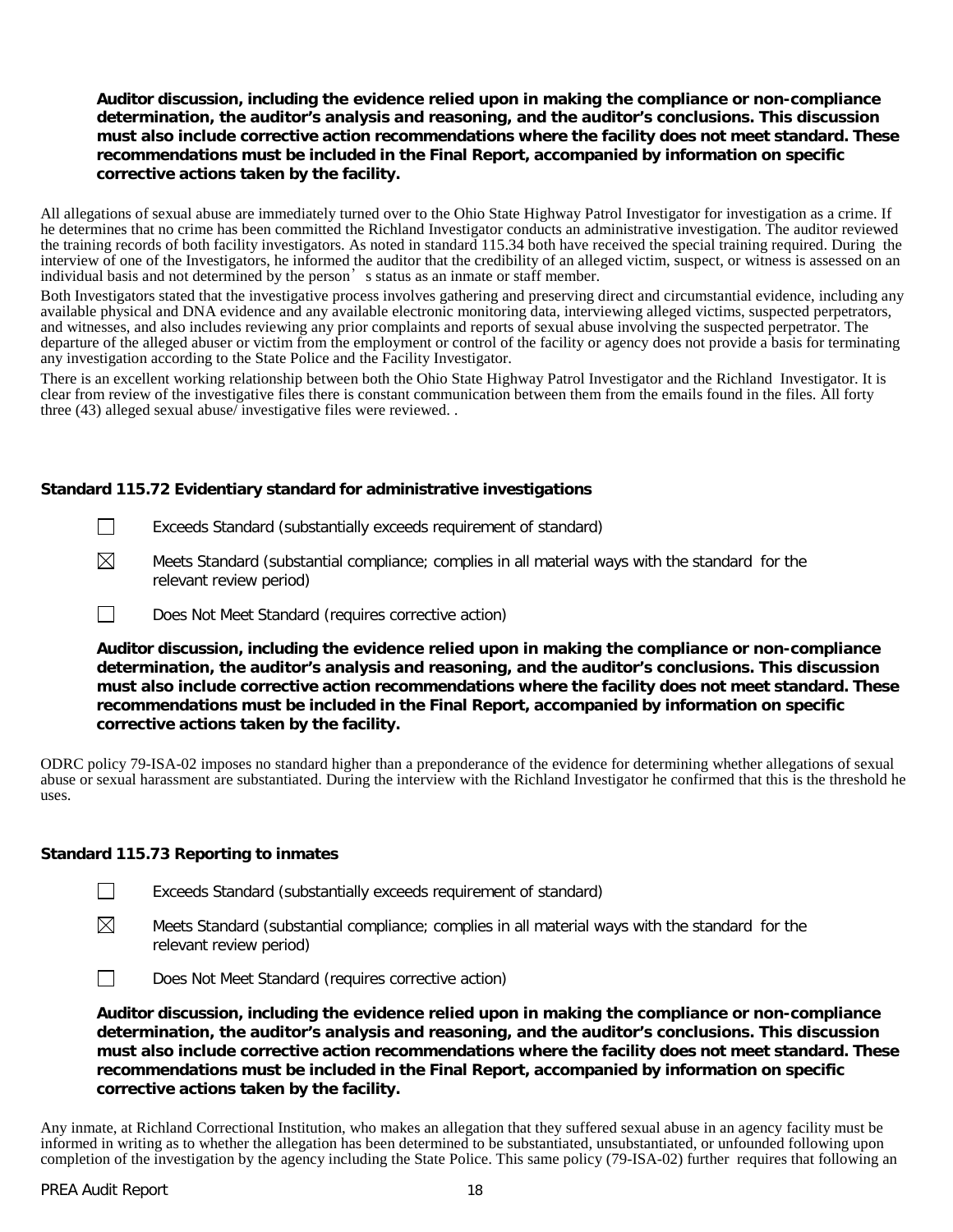**Auditor discussion, including the evidence relied upon in making the compliance or non-compliance determination, the auditor's analysis and reasoning, and the auditor's conclusions. This discussion must also include corrective action recommendations where the facility does not meet standard. These recommendations must be included in the Final Report, accompanied by information on specific corrective actions taken by the facility.**

All allegations of sexual abuse are immediately turned over to the Ohio State Highway Patrol Investigator for investigation as a crime. If he determines that no crime has been committed the Richland Investigator conducts an administrative investigation. The auditor reviewed the training records of both facility investigators. As noted in standard 115.34 both have received the special training required. During the interview of one of the Investigators, he informed the auditor that the credibility of an alleged victim, suspect, or witness is assessed on an individual basis and not determined by the person's status as an inmate or staff member.

Both Investigators stated that the investigative process involves gathering and preserving direct and circumstantial evidence, including any available physical and DNA evidence and any available electronic monitoring data, interviewing alleged victims, suspected perpetrators, and witnesses, and also includes reviewing any prior complaints and reports of sexual abuse involving the suspected perpetrator. The departure of the alleged abuser or victim from the employment or control of the facility or agency does not provide a basis for terminating any investigation according to the State Police and the Facility Investigator.

There is an excellent working relationship between both the Ohio State Highway Patrol Investigator and the Richland Investigator. It is clear from review of the investigative files there is constant communication between them from the emails found in the files. All forty three (43) alleged sexual abuse/ investigative files were reviewed. .

### Standard 115.72 Evidentiary standard for administrative investigations

- ☐ Exceeds Standard (substantially exceeds requirement of standard)
- ☒ Meets Standard (substantial compliance; complies in all material ways with the standard for the relevant review period)
- ☐ Does Not Meet Standard (requires corrective action)

**Auditor discussion, including the evidence relied upon in making the compliance or non-compliance determination, the auditor's analysis and reasoning, and the auditor's conclusions. This discussion must also include corrective action recommendations where the facility does not meet standard. These recommendations must be included in the Final Report, accompanied by information on specific corrective actions taken by the facility.**

ODRC policy 79-ISA-02 imposes no standard higher than a preponderance of the evidence for determining whether allegations of sexual abuse or sexual harassment are substantiated. During the interview with the Richland Investigator he confirmed that this is the threshold he uses.

### Standard 115.73 Reporting to inmates

- ☐ Exceeds Standard (substantially exceeds requirement of standard)
- ☒ Meets Standard (substantial compliance; complies in all material ways with the standard for the relevant review period)
- ☐ Does Not Meet Standard (requires corrective action)

**Auditor discussion, including the evidence relied upon in making the compliance or non-compliance determination, the auditor's analysis and reasoning, and the auditor's conclusions. This discussion must also include corrective action recommendations where the facility does not meet standard. These recommendations must be included in the Final Report, accompanied by information on specific corrective actions taken by the facility.**

Any inmate, at Richland Correctional Institution, who makes an allegation that they suffered sexual abuse in an agency facility must be informed in writing as to whether the allegation has been determined to be substantiated, unsubstantiated, or unfounded following upon completion of the investigation by the agency including the State Police. This same policy (79-ISA-02) further requires that following an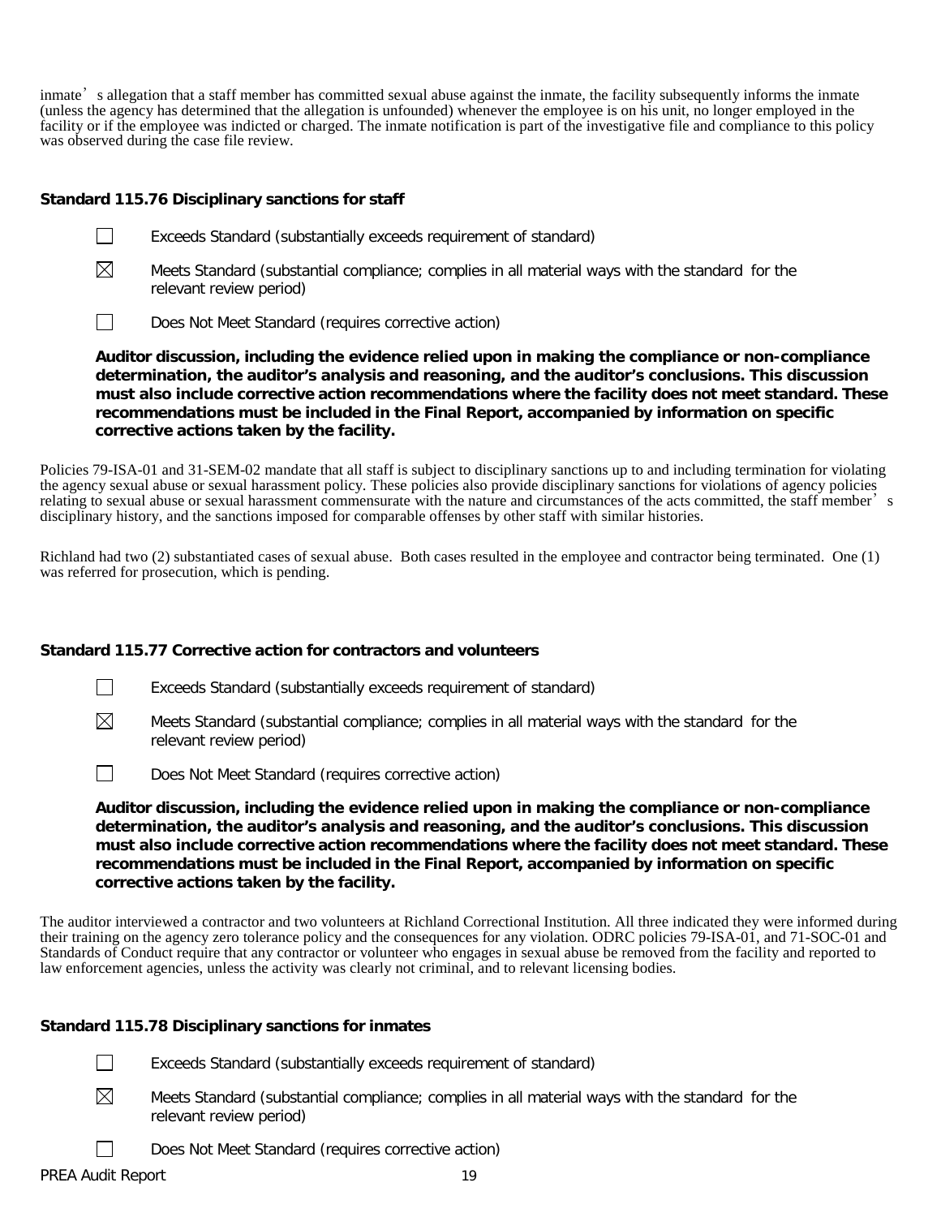inmate's allegation that a staff member has committed sexual abuse against the inmate, the facility subsequently informs the inmate (unless the agency has determined that the allegation is unfounded) whenever the employee is on his unit, no longer employed in the facility or if the employee was indicted or charged. The inmate notification is part of the investigative file and compliance to this policy was observed during the case file review.

**Standard 115.76 Disciplinary sanctions for staff**

☐ Exceeds Standard (substantially exceeds requirement of standard)

☒ Meets Standard (substantial compliance; complies in all material ways with the standard for the relevant review period)

☐ Does Not Meet Standard (requires corrective action)

**Auditor discussion, including the evidence relied upon in making the compliance or non-compliance determination, the auditor's analysis and reasoning, and the auditor's conclusions. This discussion must also include corrective action recommendations where the facility does not meet standard. These recommendations must be included in the Final Report, accompanied by information on specific corrective actions taken by the facility.**

Policies 79-ISA-01 and 31-SEM-02 mandate that all staff is subject to disciplinary sanctions up to and including termination for violating the agency sexual abuse or sexual harassment policy. These policies also provide disciplinary sanctions for violations of agency policies relating to sexual abuse or sexual harassment commensurate with the nature and circumstances of the acts committed, the staff member's disciplinary history, and the sanctions imposed for comparable offenses by other staff with similar histories.

Richland had two (2) substantiated cases of sexual abuse. Both cases resulted in the employee and contractor being terminated. One (1) was referred for prosecution, which is pending.

**Standard 115.77 Corrective action for contractors and volunteers**

☐ Exceeds Standard (substantially exceeds requirement of standard)

☒ Meets Standard (substantial compliance; complies in all material ways with the standard for the relevant review period)

☐ Does Not Meet Standard (requires corrective action)

**Auditor discussion, including the evidence relied upon in making the compliance or non-compliance determination, the auditor's analysis and reasoning, and the auditor's conclusions. This discussion must also include corrective action recommendations where the facility does not meet standard. These recommendations must be included in the Final Report, accompanied by information on specific corrective actions taken by the facility.**

The auditor interviewed a contractor and two volunteers at Richland Correctional Institution. All three indicated they were informed during their training on the agency zero tolerance policy and the consequences for any violation. ODRC policies 79-ISA-01, and 71-SOC-01 and Standards of Conduct require that any contractor or volunteer who engages in sexual abuse be removed from the facility and reported to law enforcement agencies, unless the activity was clearly not criminal, and to relevant licensing bodies.

**Standard 115.78 Disciplinary sanctions for inmates**

☐ Exceeds Standard (substantially exceeds requirement of standard)

☒ Meets Standard (substantial compliance; complies in all material ways with the standard for the relevant review period)

☐ Does Not Meet Standard (requires corrective action)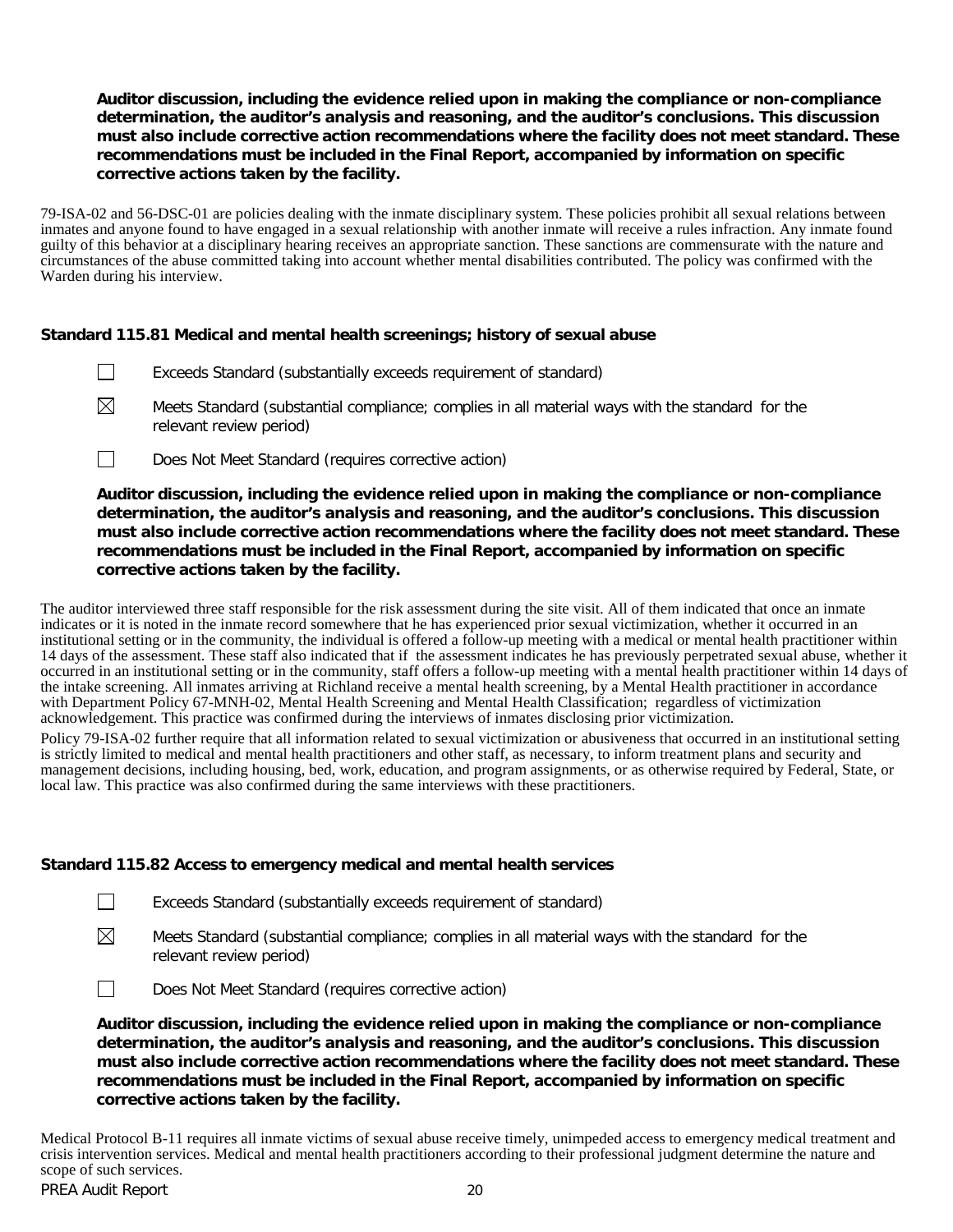**Auditor discussion, including the evidence relied upon in making the compliance or non-compliance determination, the auditor's analysis and reasoning, and the auditor's conclusions. This discussion must also include corrective action recommendations where the facility does not meet standard. These recommendations must be included in the Final Report, accompanied by information on specific corrective actions taken by the facility.**

79-ISA-02 and 56-DSC-01 are policies dealing with the inmate disciplinary system. These policies prohibit all sexual relations between inmates and anyone found to have engaged in a sexual relationship with another inmate will receive a rules infraction. Any inmate found guilty of this behavior at a disciplinary hearing receives an appropriate sanction. These sanctions are commensurate with the nature and circumstances of the abuse committed taking into account whether mental disabilities contributed. The policy was confirmed with the Warden during his interview.

### Standard 115.81 Medical and mental health screenings; history of sexual abuse

☐ Exceeds Standard (substantially exceeds requirement of standard)

☒ Meets Standard (substantial compliance; complies in all material ways with the standard for the relevant review period)

☐ Does Not Meet Standard (requires corrective action)

**Auditor discussion, including the evidence relied upon in making the compliance or non-compliance determination, the auditor's analysis and reasoning, and the auditor's conclusions. This discussion must also include corrective action recommendations where the facility does not meet standard. These recommendations must be included in the Final Report, accompanied by information on specific corrective actions taken by the facility.**

The auditor interviewed three staff responsible for the risk assessment during the site visit. All of them indicated that once an inmate indicates or it is noted in the inmate record somewhere that he has experienced prior sexual victimization, whether it occurred in an institutional setting or in the community, the individual is offered a follow-up meeting with a medical or mental health practitioner within 14 days of the assessment. These staff also indicated that if the assessment indicates he has previously perpetrated sexual abuse, whether it occurred in an institutional setting or in the community, staff offers a follow-up meeting with a mental health practitioner within 14 days of the intake screening. All inmates arriving at Richland receive a mental health screening, by a Mental Health practitioner in accordance with Department Policy 67-MNH-02, Mental Health Screening and Mental Health Classification; regardless of victimization acknowledgement. This practice was confirmed during the interviews of inmates disclosing prior victimization.

Policy 79-ISA-02 further require that all information related to sexual victimization or abusiveness that occurred in an institutional setting is strictly limited to medical and mental health practitioners and other staff, as necessary, to inform treatment plans and security and management decisions, including housing, bed, work, education, and program assignments, or as otherwise required by Federal, State, or local law. This practice was also confirmed during the same interviews with these practitioners.

### Standard 115.82 Access to emergency medical and mental health services

☐ Exceeds Standard (substantially exceeds requirement of standard)

☒ Meets Standard (substantial compliance; complies in all material ways with the standard for the relevant review period)

☐ Does Not Meet Standard (requires corrective action)

**Auditor discussion, including the evidence relied upon in making the compliance or non-compliance determination, the auditor's analysis and reasoning, and the auditor's conclusions. This discussion must also include corrective action recommendations where the facility does not meet standard. These recommendations must be included in the Final Report, accompanied by information on specific corrective actions taken by the facility.**

Medical Protocol B-11 requires all inmate victims of sexual abuse receive timely, unimpeded access to emergency medical treatment and crisis intervention services. Medical and mental health practitioners according to their professional judgment determine the nature and scope of such services.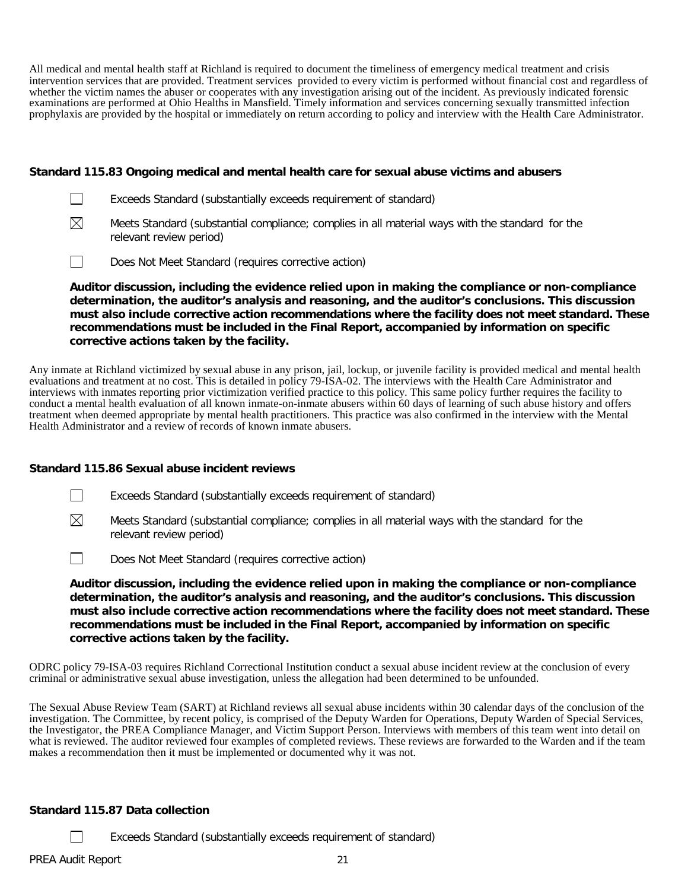All medical and mental health staff at Richland is required to document the timeliness of emergency medical treatment and crisis intervention services that are provided. Treatment services provided to every victim is performed without financial cost and regardless of whether the victim names the abuser or cooperates with any investigation arising out of the incident. As previously indicated forensic examinations are performed at Ohio Healths in Mansfield. Timely information and services concerning sexually transmitted infection prophylaxis are provided by the hospital or immediately on return according to policy and interview with the Health Care Administrator.

**Standard 115.83 Ongoing medical and mental health care for sexual abuse victims and abusers**

☐ Exceeds Standard (substantially exceeds requirement of standard)

☒ Meets Standard (substantial compliance; complies in all material ways with the standard for the relevant review period)

☐ Does Not Meet Standard (requires corrective action)

**Auditor discussion, including the evidence relied upon in making the compliance or non-compliance determination, the auditor's analysis and reasoning, and the auditor's conclusions. This discussion must also include corrective action recommendations where the facility does not meet standard. These recommendations must be included in the Final Report, accompanied by information on specific corrective actions taken by the facility.**

Any inmate at Richland victimized by sexual abuse in any prison, jail, lockup, or juvenile facility is provided medical and mental health evaluations and treatment at no cost. This is detailed in policy 79-ISA-02. The interviews with the Health Care Administrator and interviews with inmates reporting prior victimization verified practice to this policy. This same policy further requires the facility to conduct a mental health evaluation of all known inmate-on-inmate abusers within 60 days of learning of such abuse history and offers treatment when deemed appropriate by mental health practitioners. This practice was also confirmed in the interview with the Mental Health Administrator and a review of records of known inmate abusers.

**Standard 115.86 Sexual abuse incident reviews**

☐ Exceeds Standard (substantially exceeds requirement of standard)

☒ Meets Standard (substantial compliance; complies in all material ways with the standard for the relevant review period)

☐ Does Not Meet Standard (requires corrective action)

**Auditor discussion, including the evidence relied upon in making the compliance or non-compliance determination, the auditor's analysis and reasoning, and the auditor's conclusions. This discussion must also include corrective action recommendations where the facility does not meet standard. These recommendations must be included in the Final Report, accompanied by information on specific corrective actions taken by the facility.**

ODRC policy 79-ISA-03 requires Richland Correctional Institution conduct a sexual abuse incident review at the conclusion of every criminal or administrative sexual abuse investigation, unless the allegation had been determined to be unfounded.

The Sexual Abuse Review Team (SART) at Richland reviews all sexual abuse incidents within 30 calendar days of the conclusion of the investigation. The Committee, by recent policy, is comprised of the Deputy Warden for Operations, Deputy Warden of Special Services, the Investigator, the PREA Compliance Manager, and Victim Support Person. Interviews with members of this team went into detail on what is reviewed. The auditor reviewed four examples of completed reviews. These reviews are forwarded to the Warden and if the team makes a recommendation then it must be implemented or documented why it was not.

**Standard 115.87 Data collection**

☐ Exceeds Standard (substantially exceeds requirement of standard)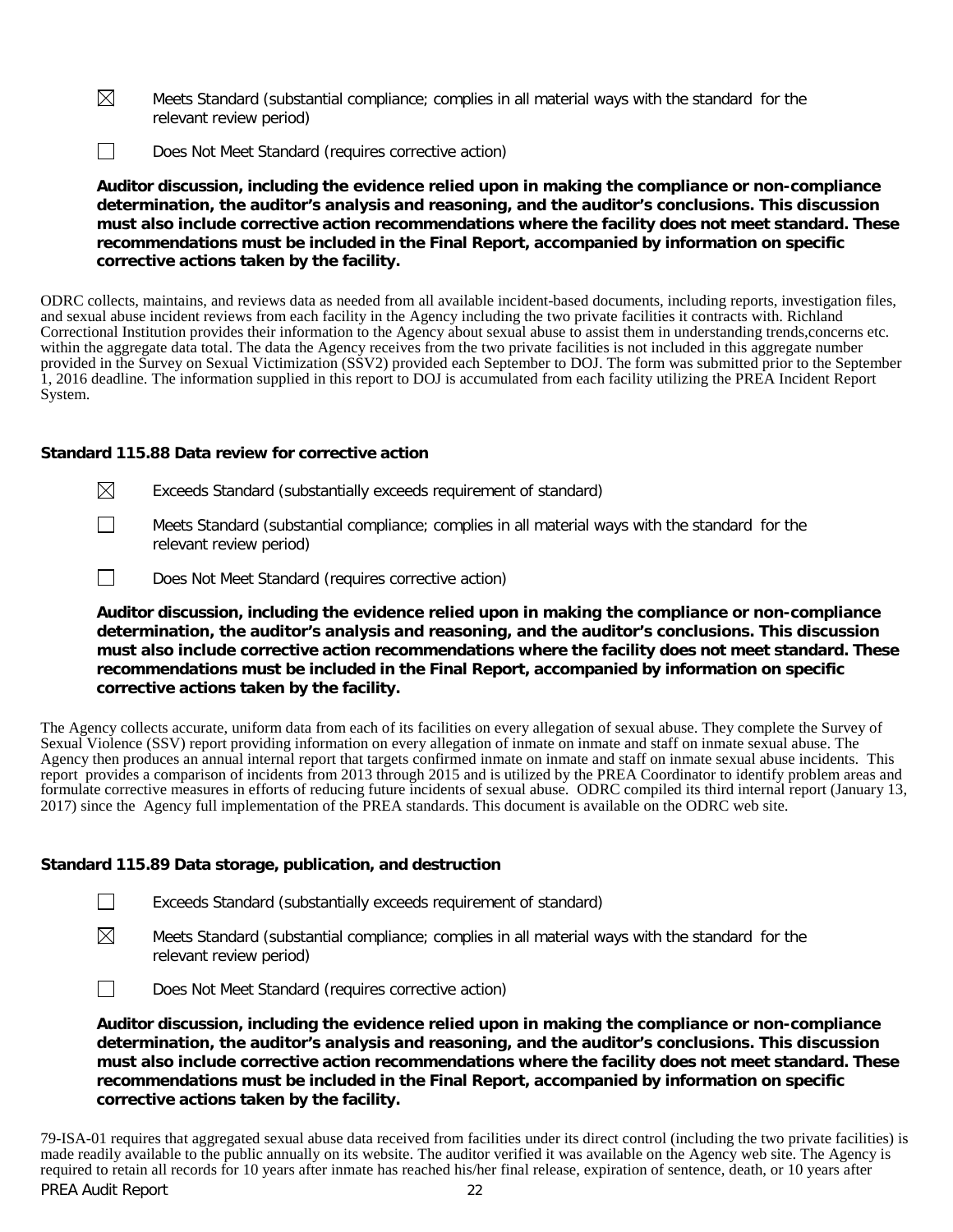☒ Meets Standard (substantial compliance; complies in all material ways with the standard for the relevant review period)

☐ Does Not Meet Standard (requires corrective action)

**Auditor discussion, including the evidence relied upon in making the compliance or non-compliance determination, the auditor's analysis and reasoning, and the auditor's conclusions. This discussion must also include corrective action recommendations where the facility does not meet standard. These recommendations must be included in the Final Report, accompanied by information on specific corrective actions taken by the facility.**

ODRC collects, maintains, and reviews data as needed from all available incident-based documents, including reports, investigation files, and sexual abuse incident reviews from each facility in the Agency including the two private facilities it contracts with. Richland Correctional Institution provides their information to the Agency about sexual abuse to assist them in understanding trends,concerns etc. within the aggregate data total. The data the Agency receives from the two private facilities is not included in this aggregate number provided in the Survey on Sexual Victimization (SSV2) provided each September to DOJ. The form was submitted prior to the September 1, 2016 deadline. The information supplied in this report to DOJ is accumulated from each facility utilizing the PREA Incident Report System.

### Standard 115.88 Data review for corrective action

☒ Exceeds Standard (substantially exceeds requirement of standard)

☐ Meets Standard (substantial compliance; complies in all material ways with the standard for the relevant review period)

☐ Does Not Meet Standard (requires corrective action)

**Auditor discussion, including the evidence relied upon in making the compliance or non-compliance determination, the auditor's analysis and reasoning, and the auditor's conclusions. This discussion must also include corrective action recommendations where the facility does not meet standard. These recommendations must be included in the Final Report, accompanied by information on specific corrective actions taken by the facility.**

The Agency collects accurate, uniform data from each of its facilities on every allegation of sexual abuse. They complete the Survey of Sexual Violence (SSV) report providing information on every allegation of inmate on inmate and staff on inmate sexual abuse. The Agency then produces an annual internal report that targets confirmed inmate on inmate and staff on inmate sexual abuse incidents. This report provides a comparison of incidents from 2013 through 2015 and is utilized by the PREA Coordinator to identify problem areas and formulate corrective measures in efforts of reducing future incidents of sexual abuse. ODRC compiled its third internal report (January 13, 2017) since the Agency full implementation of the PREA standards. This document is available on the ODRC web site.

### Standard 115.89 Data storage, publication, and destruction

☐ Exceeds Standard (substantially exceeds requirement of standard)

☒ Meets Standard (substantial compliance; complies in all material ways with the standard for the relevant review period)

☐ Does Not Meet Standard (requires corrective action)

**Auditor discussion, including the evidence relied upon in making the compliance or non-compliance determination, the auditor's analysis and reasoning, and the auditor's conclusions. This discussion must also include corrective action recommendations where the facility does not meet standard. These recommendations must be included in the Final Report, accompanied by information on specific corrective actions taken by the facility.**

79-ISA-01 requires that aggregated sexual abuse data received from facilities under its direct control (including the two private facilities) is made readily available to the public annually on its website. The auditor verified it was available on the Agency web site. The Agency is required to retain all records for 10 years after inmate has reached his/her final release, expiration of sentence, death, or 10 years after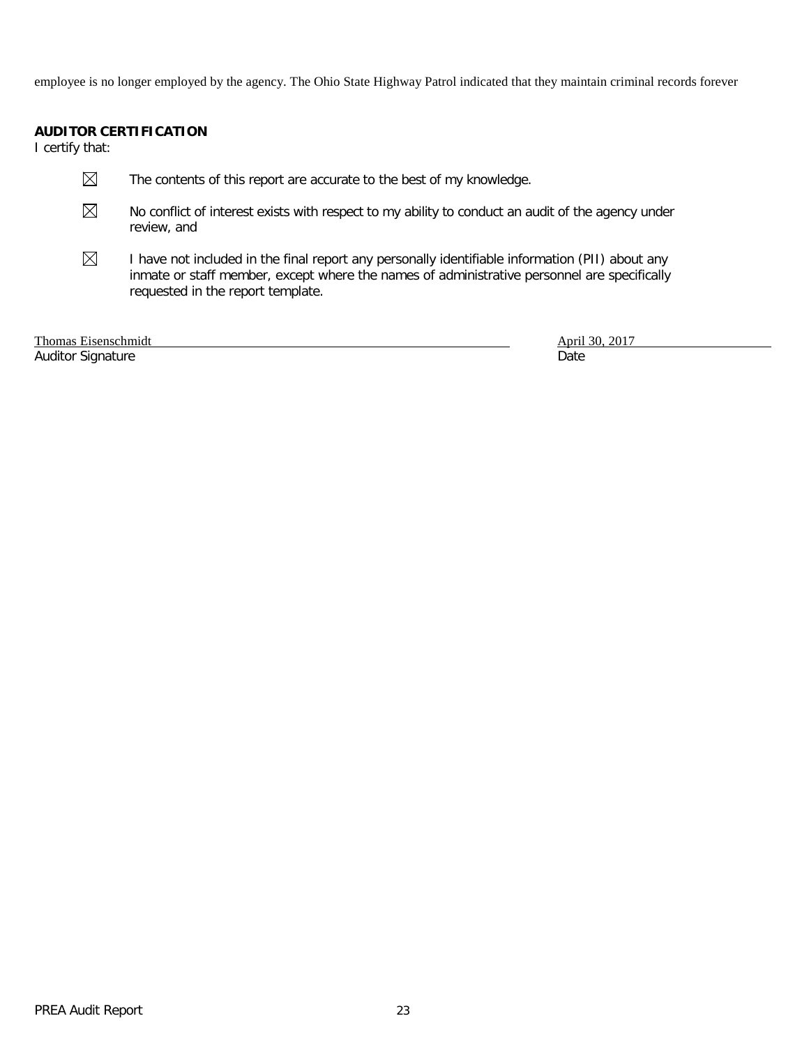employee is no longer employed by the agency. The Ohio State Highway Patrol indicated that they maintain criminal records forever

**AUDITOR CERTIFICATION**

I certify that:

- ☒ The contents of this report are accurate to the best of my knowledge.
- ☒ No conflict of interest exists with respect to my ability to conduct an audit of the agency under review, and
- ☒ I have not included in the final report any personally identifiable information (PII) about any inmate or staff member, except where the names of administrative personnel are specifically requested in the report template.

Thomas Eisenschmidt
Auditor Signature

April 30, 2017
Date